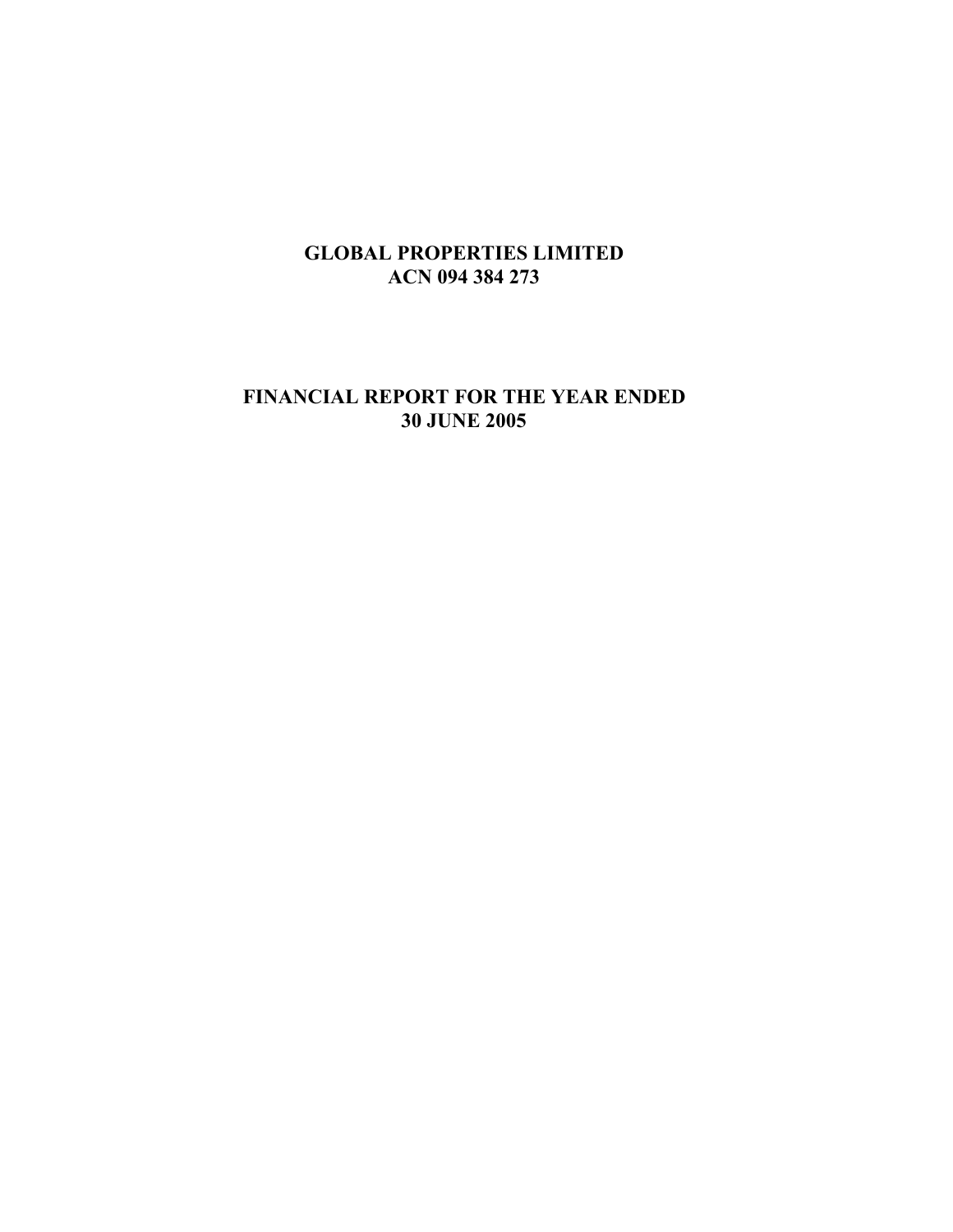# GLOBAL PROPERTIES LIMITED
## ACN 094 384 273

## FINANCIAL REPORT FOR THE YEAR ENDED
## 30 JUNE 2005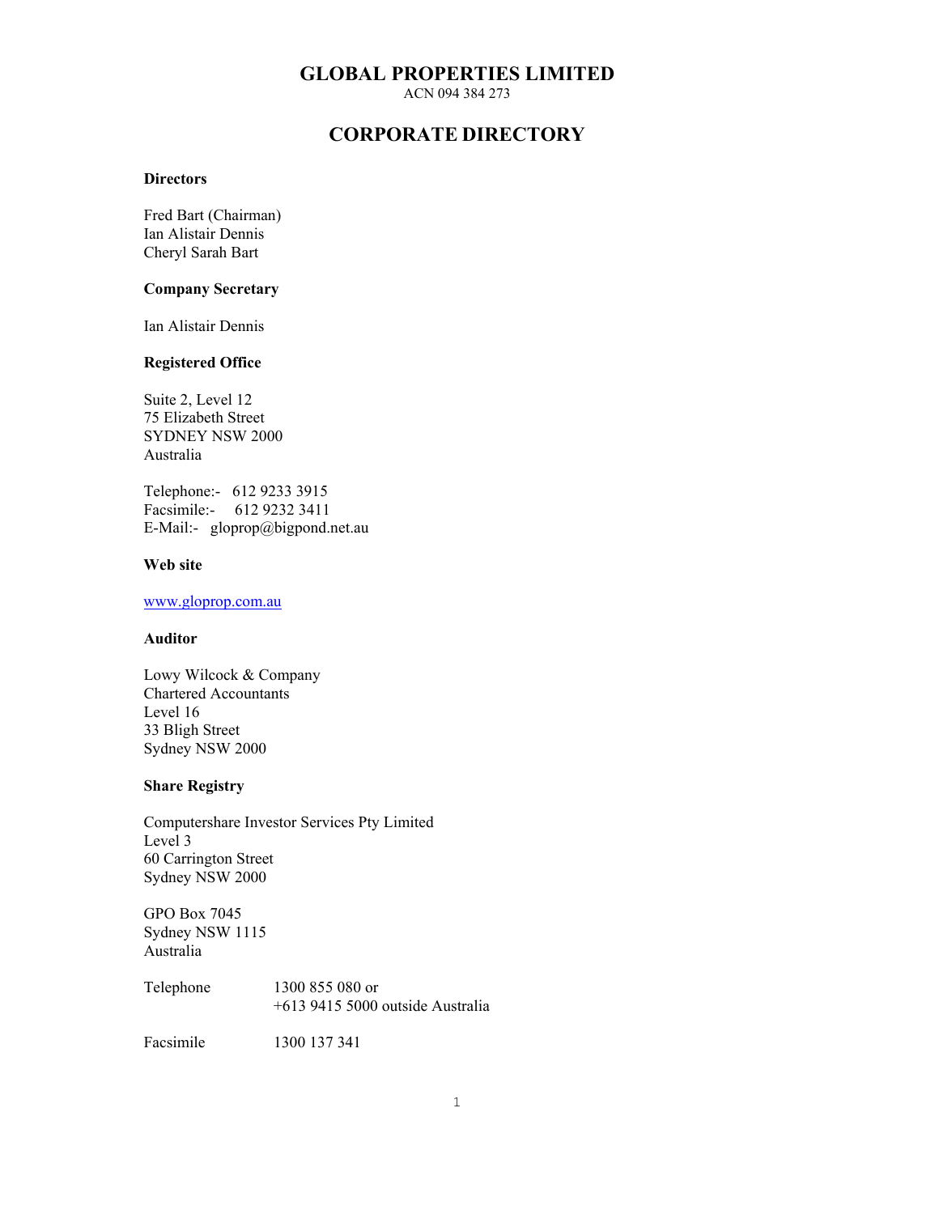# GLOBAL PROPERTIES LIMITED

ACN 094 384 273

## CORPORATE DIRECTORY

**Directors**

Fred Bart (Chairman)
Ian Alistair Dennis
Cheryl Sarah Bart

**Company Secretary**

Ian Alistair Dennis

**Registered Office**

Suite 2, Level 12
75 Elizabeth Street
SYDNEY NSW 2000
Australia

Telephone:- 612 9233 3915
Facsimile:- 612 9232 3411
E-Mail:- gloprop@bigpond.net.au

**Web site**

www.gloprop.com.au

**Auditor**

Lowy Wilcock & Company
Chartered Accountants
Level 16
33 Bligh Street
Sydney NSW 2000

**Share Registry**

Computershare Investor Services Pty Limited
Level 3
60 Carrington Street
Sydney NSW 2000

GPO Box 7045
Sydney NSW 1115
Australia

Telephone 1300 855 080 or
+613 9415 5000 outside Australia

Facsimile 1300 137 341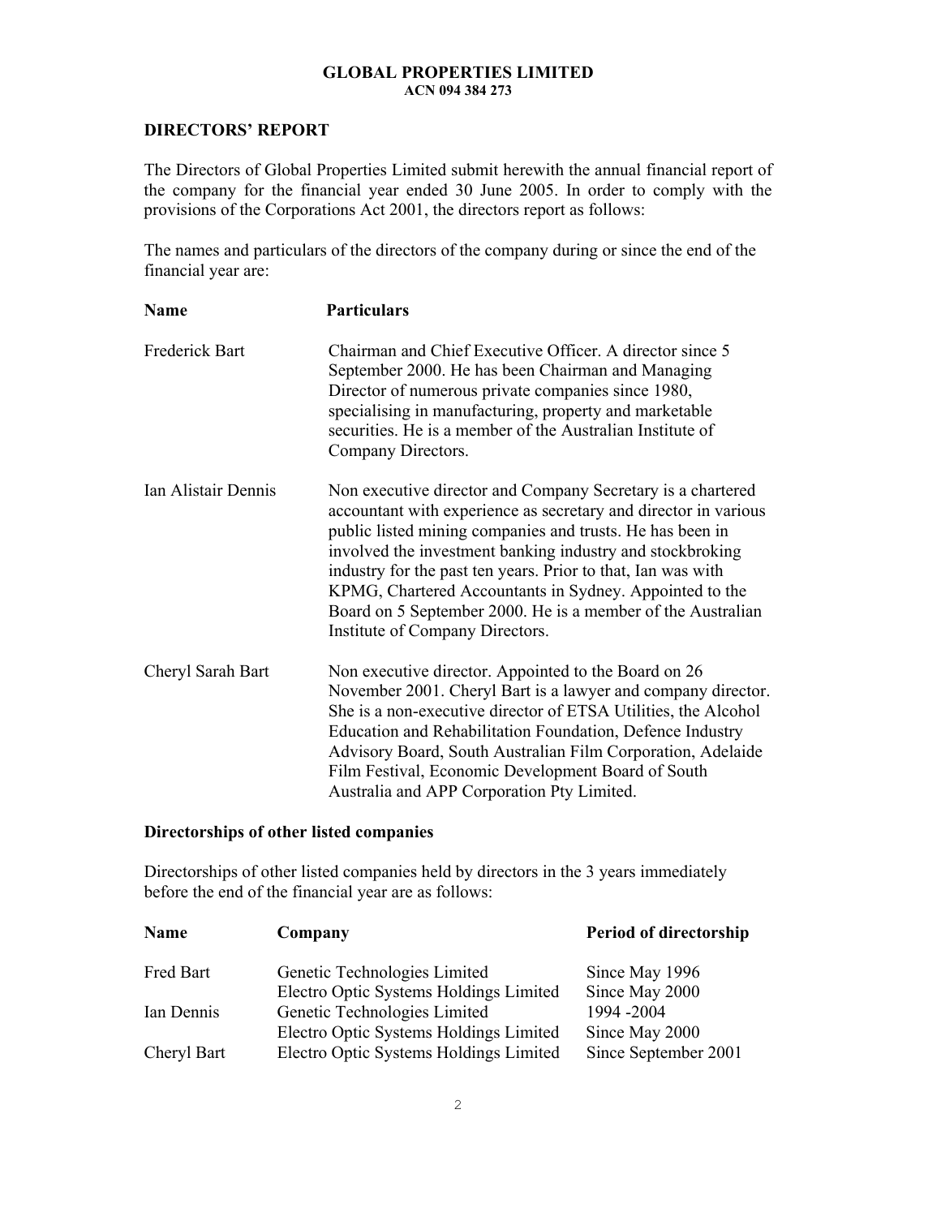# GLOBAL PROPERTIES LIMITED

**ACN 094 384 273**

## DIRECTORS' REPORT

The Directors of Global Properties Limited submit herewith the annual financial report of the company for the financial year ended 30 June 2005. In order to comply with the provisions of the Corporations Act 2001, the directors report as follows:

The names and particulars of the directors of the company during or since the end of the financial year are:

| Name | Particulars |
|---|---|
| Frederick Bart | Chairman and Chief Executive Officer. A director since 5 September 2000. He has been Chairman and Managing Director of numerous private companies since 1980, specialising in manufacturing, property and marketable securities. He is a member of the Australian Institute of Company Directors. |
| Ian Alistair Dennis | Non executive director and Company Secretary is a chartered accountant with experience as secretary and director in various public listed mining companies and trusts. He has been in involved the investment banking industry and stockbroking industry for the past ten years. Prior to that, Ian was with KPMG, Chartered Accountants in Sydney. Appointed to the Board on 5 September 2000. He is a member of the Australian Institute of Company Directors. |
| Cheryl Sarah Bart | Non executive director. Appointed to the Board on 26 November 2001. Cheryl Bart is a lawyer and company director. She is a non-executive director of ETSA Utilities, the Alcohol Education and Rehabilitation Foundation, Defence Industry Advisory Board, South Australian Film Corporation, Adelaide Film Festival, Economic Development Board of South Australia and APP Corporation Pty Limited. |

### Directorships of other listed companies

Directorships of other listed companies held by directors in the 3 years immediately before the end of the financial year are as follows:

| Name | Company | Period of directorship |
|---|---|---|
| Fred Bart | Genetic Technologies Limited | Since May 1996 |
| | Electro Optic Systems Holdings Limited | Since May 2000 |
| Ian Dennis | Genetic Technologies Limited | 1994 -2004 |
| | Electro Optic Systems Holdings Limited | Since May 2000 |
| Cheryl Bart | Electro Optic Systems Holdings Limited | Since September 2001 |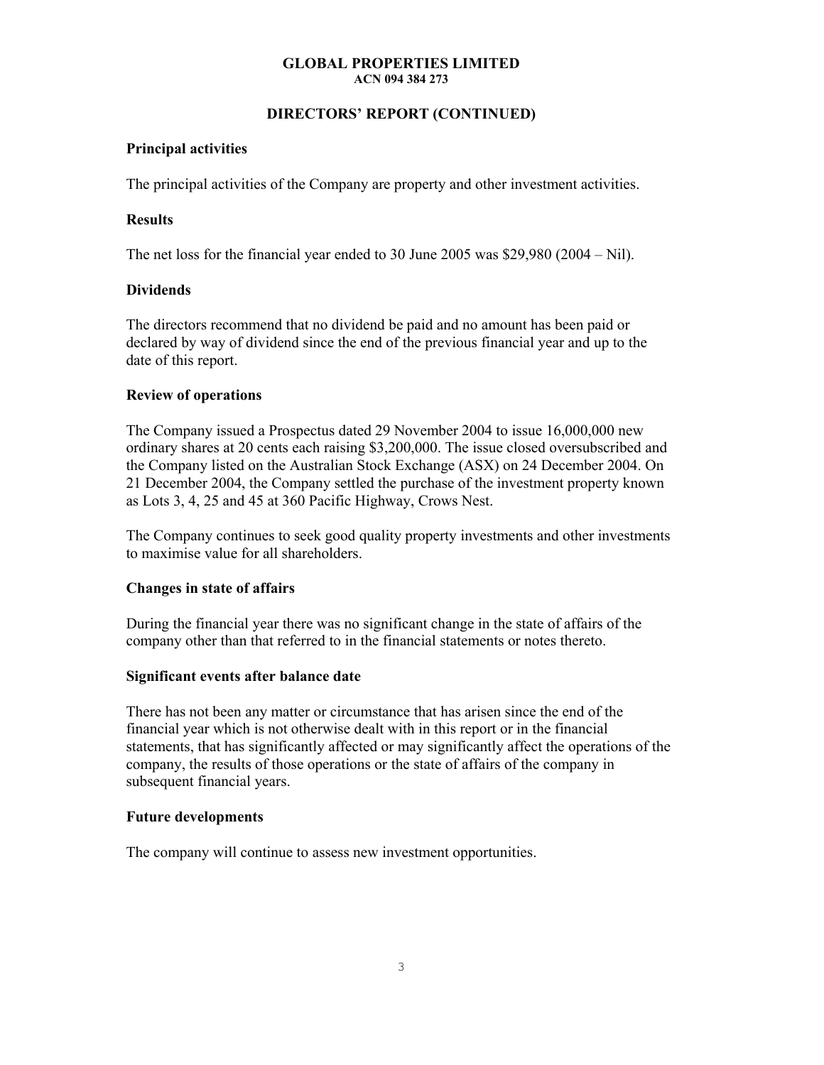**GLOBAL PROPERTIES LIMITED**
**ACN 094 384 273**

## DIRECTORS' REPORT (CONTINUED)

### Principal activities

The principal activities of the Company are property and other investment activities.

### Results

The net loss for the financial year ended to 30 June 2005 was $29,980 (2004 – Nil).

### Dividends

The directors recommend that no dividend be paid and no amount has been paid or declared by way of dividend since the end of the previous financial year and up to the date of this report.

### Review of operations

The Company issued a Prospectus dated 29 November 2004 to issue 16,000,000 new ordinary shares at 20 cents each raising $3,200,000. The issue closed oversubscribed and the Company listed on the Australian Stock Exchange (ASX) on 24 December 2004. On 21 December 2004, the Company settled the purchase of the investment property known as Lots 3, 4, 25 and 45 at 360 Pacific Highway, Crows Nest.

The Company continues to seek good quality property investments and other investments to maximise value for all shareholders.

### Changes in state of affairs

During the financial year there was no significant change in the state of affairs of the company other than that referred to in the financial statements or notes thereto.

### Significant events after balance date

There has not been any matter or circumstance that has arisen since the end of the financial year which is not otherwise dealt with in this report or in the financial statements, that has significantly affected or may significantly affect the operations of the company, the results of those operations or the state of affairs of the company in subsequent financial years.

### Future developments

The company will continue to assess new investment opportunities.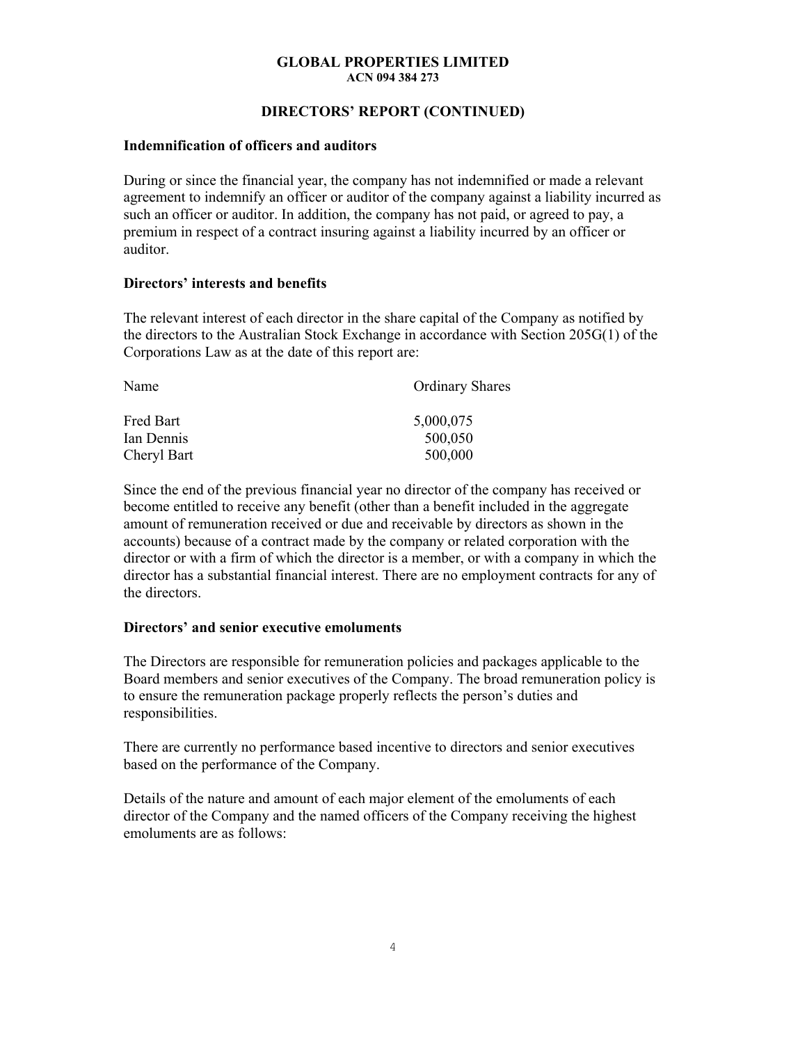**GLOBAL PROPERTIES LIMITED**
**ACN 094 384 273**

**DIRECTORS' REPORT (CONTINUED)**

### Indemnification of officers and auditors

During or since the financial year, the company has not indemnified or made a relevant agreement to indemnify an officer or auditor of the company against a liability incurred as such an officer or auditor. In addition, the company has not paid, or agreed to pay, a premium in respect of a contract insuring against a liability incurred by an officer or auditor.

### Directors' interests and benefits

The relevant interest of each director in the share capital of the Company as notified by the directors to the Australian Stock Exchange in accordance with Section 205G(1) of the Corporations Law as at the date of this report are:

| Name | Ordinary Shares |
|---|---|
| Fred Bart | 5,000,075 |
| Ian Dennis | 500,050 |
| Cheryl Bart | 500,000 |

Since the end of the previous financial year no director of the company has received or become entitled to receive any benefit (other than a benefit included in the aggregate amount of remuneration received or due and receivable by directors as shown in the accounts) because of a contract made by the company or related corporation with the director or with a firm of which the director is a member, or with a company in which the director has a substantial financial interest. There are no employment contracts for any of the directors.

### Directors' and senior executive emoluments

The Directors are responsible for remuneration policies and packages applicable to the Board members and senior executives of the Company. The broad remuneration policy is to ensure the remuneration package properly reflects the person's duties and responsibilities.

There are currently no performance based incentive to directors and senior executives based on the performance of the Company.

Details of the nature and amount of each major element of the emoluments of each director of the Company and the named officers of the Company receiving the highest emoluments are as follows: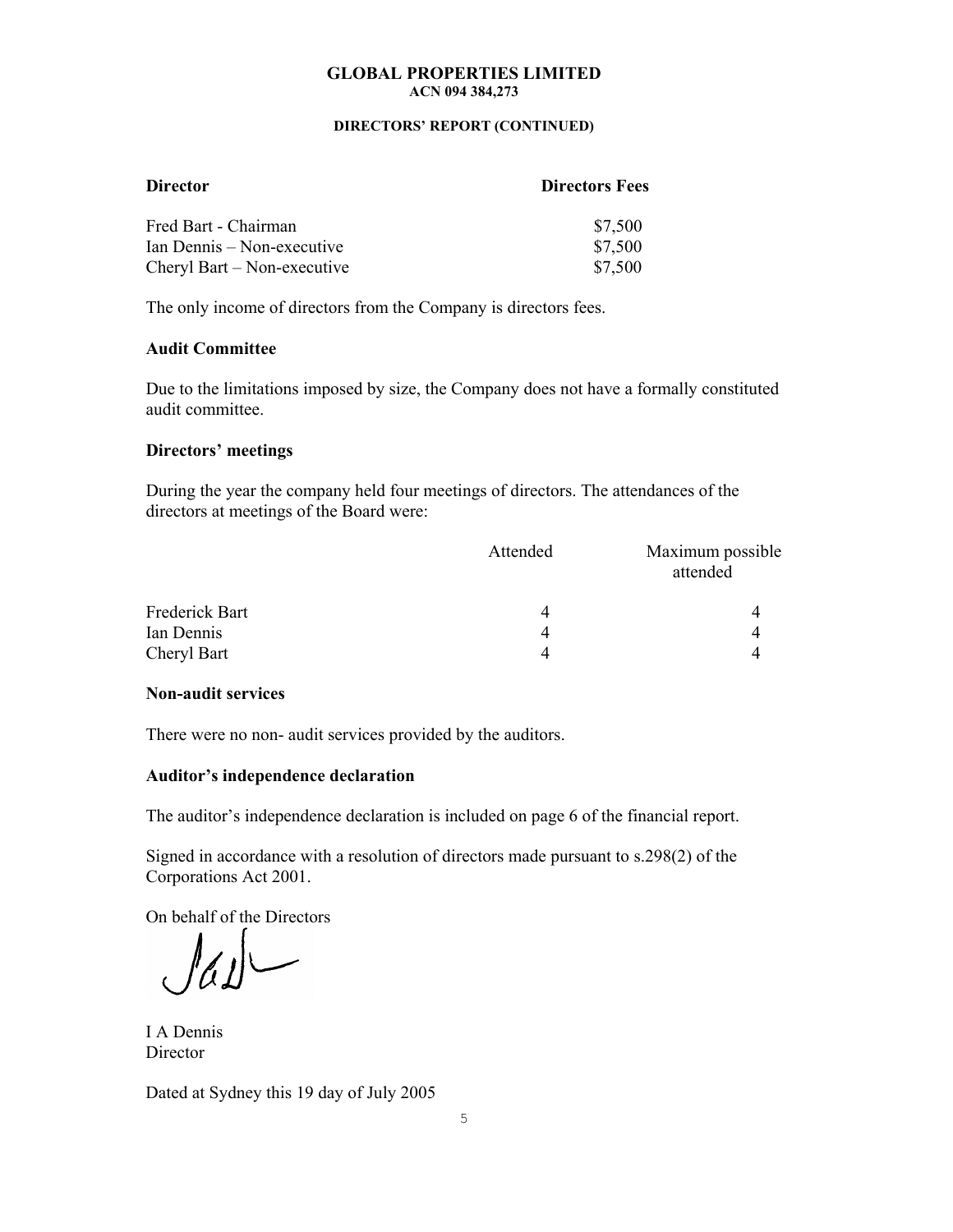**GLOBAL PROPERTIES LIMITED**
**ACN 094 384,273**

**DIRECTORS' REPORT (CONTINUED)**

| **Director** | **Directors Fees** |
|---|---|
| Fred Bart - Chairman | \$7,500 |
| Ian Dennis – Non-executive | \$7,500 |
| Cheryl Bart – Non-executive | \$7,500 |

The only income of directors from the Company is directors fees.

**Audit Committee**

Due to the limitations imposed by size, the Company does not have a formally constituted audit committee.

**Directors' meetings**

During the year the company held four meetings of directors. The attendances of the directors at meetings of the Board were:

| | Attended | Maximum possible attended |
|---|---|---|
| Frederick Bart | 4 | 4 |
| Ian Dennis | 4 | 4 |
| Cheryl Bart | 4 | 4 |

**Non-audit services**

There were no non- audit services provided by the auditors.

**Auditor's independence declaration**

The auditor's independence declaration is included on page 6 of the financial report.

Signed in accordance with a resolution of directors made pursuant to s.298(2) of the Corporations Act 2001.

On behalf of the Directors

I A Dennis
Director

Dated at Sydney this 19 day of July 2005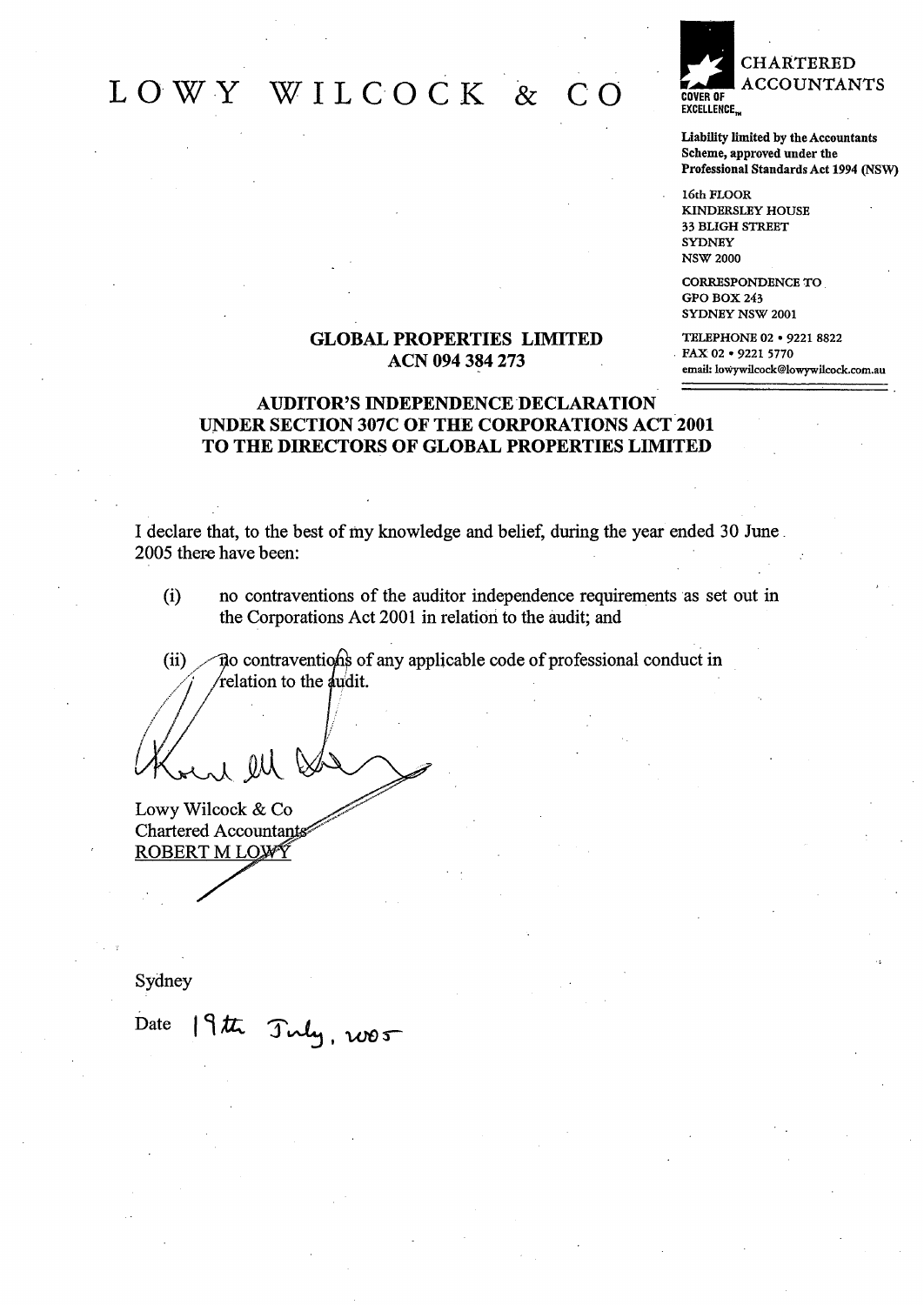# LOWY WILCOCK & CO

CHARTERED ACCOUNTANTS

COVER OF EXCELLENCE™

**Liability limited by the Accountants Scheme, approved under the Professional Standards Act 1994 (NSW)**

16th FLOOR
KINDERSLEY HOUSE
33 BLIGH STREET
SYDNEY
NSW 2000

CORRESPONDENCE TO
GPO BOX 243
SYDNEY NSW 2001

TELEPHONE 02 • 9221 8822
FAX 02 • 9221 5770
email: lowywilcock@lowywilcock.com.au

**GLOBAL PROPERTIES LIMITED**
**ACN 094 384 273**

**AUDITOR'S INDEPENDENCE DECLARATION UNDER SECTION 307C OF THE CORPORATIONS ACT 2001 TO THE DIRECTORS OF GLOBAL PROPERTIES LIMITED**

I declare that, to the best of my knowledge and belief, during the year ended 30 June 2005 there have been:

(i) no contraventions of the auditor independence requirements as set out in the Corporations Act 2001 in relation to the audit; and

(ii) no contraventions of any applicable code of professional conduct in relation to the audit.

Lowy Wilcock & Co
Chartered Accountants
ROBERT M LOWY

Sydney

Date 19th July, 2005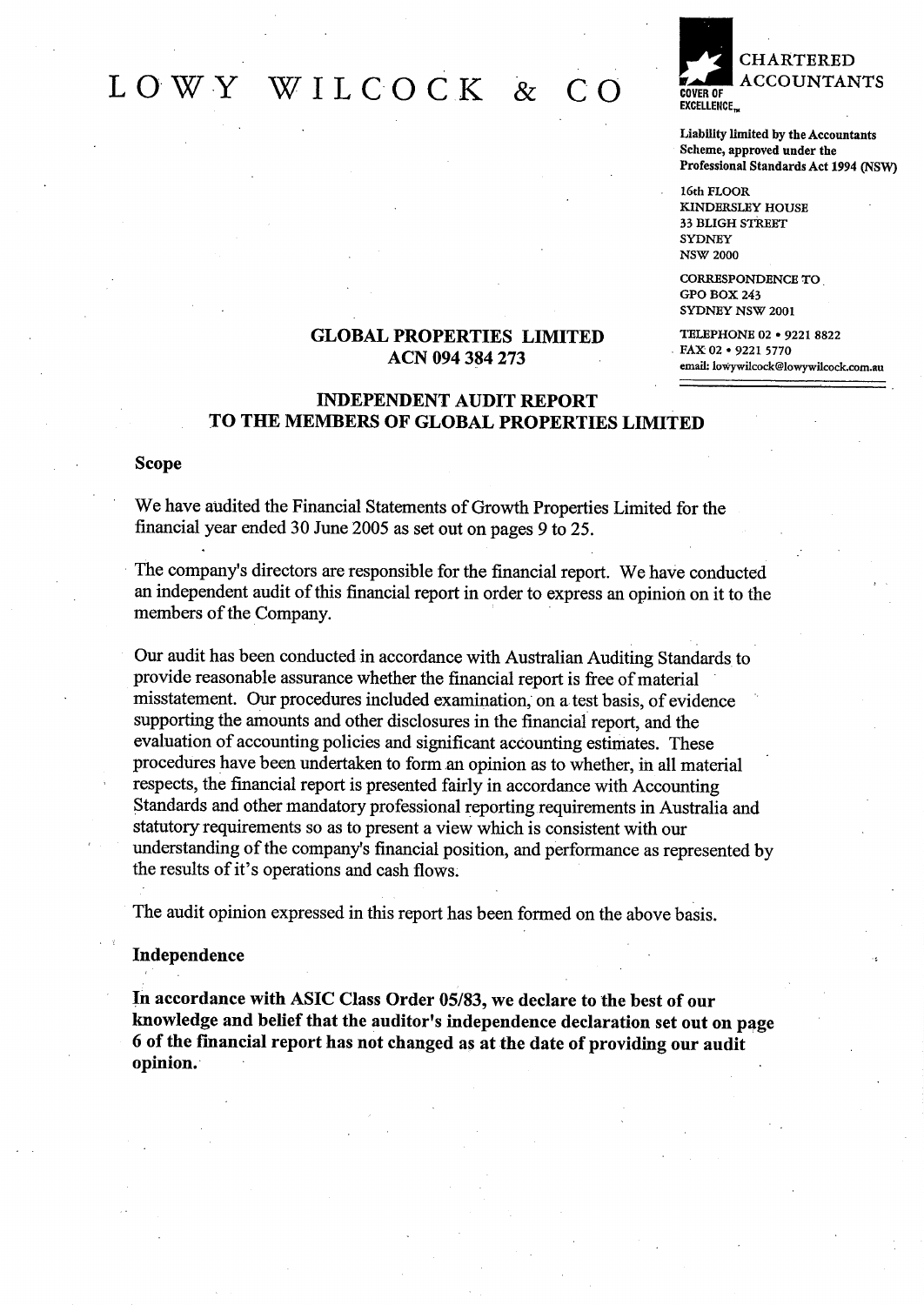# LOWY WILCOCK & CO

CHARTERED ACCOUNTANTS

COVER OF EXCELLENCE™

**Liability limited by the Accountants Scheme, approved under the Professional Standards Act 1994 (NSW)**

16th FLOOR
KINDERSLEY HOUSE
33 BLIGH STREET
SYDNEY
NSW 2000

CORRESPONDENCE TO
GPO BOX 243
SYDNEY NSW 2001

TELEPHONE 02 • 9221 8822
FAX 02 • 9221 5770
email: lowywilcock@lowywilcock.com.au

**GLOBAL PROPERTIES LIMITED**
**ACN 094 384 273**

## INDEPENDENT AUDIT REPORT TO THE MEMBERS OF GLOBAL PROPERTIES LIMITED

### Scope

We have audited the Financial Statements of Growth Properties Limited for the financial year ended 30 June 2005 as set out on pages 9 to 25.

The company's directors are responsible for the financial report. We have conducted an independent audit of this financial report in order to express an opinion on it to the members of the Company.

Our audit has been conducted in accordance with Australian Auditing Standards to provide reasonable assurance whether the financial report is free of material misstatement. Our procedures included examination, on a test basis, of evidence supporting the amounts and other disclosures in the financial report, and the evaluation of accounting policies and significant accounting estimates. These procedures have been undertaken to form an opinion as to whether, in all material respects, the financial report is presented fairly in accordance with Accounting Standards and other mandatory professional reporting requirements in Australia and statutory requirements so as to present a view which is consistent with our understanding of the company's financial position, and performance as represented by the results of it's operations and cash flows.

The audit opinion expressed in this report has been formed on the above basis.

### Independence

**In accordance with ASIC Class Order 05/83, we declare to the best of our knowledge and belief that the auditor's independence declaration set out on page 6 of the financial report has not changed as at the date of providing our audit opinion.**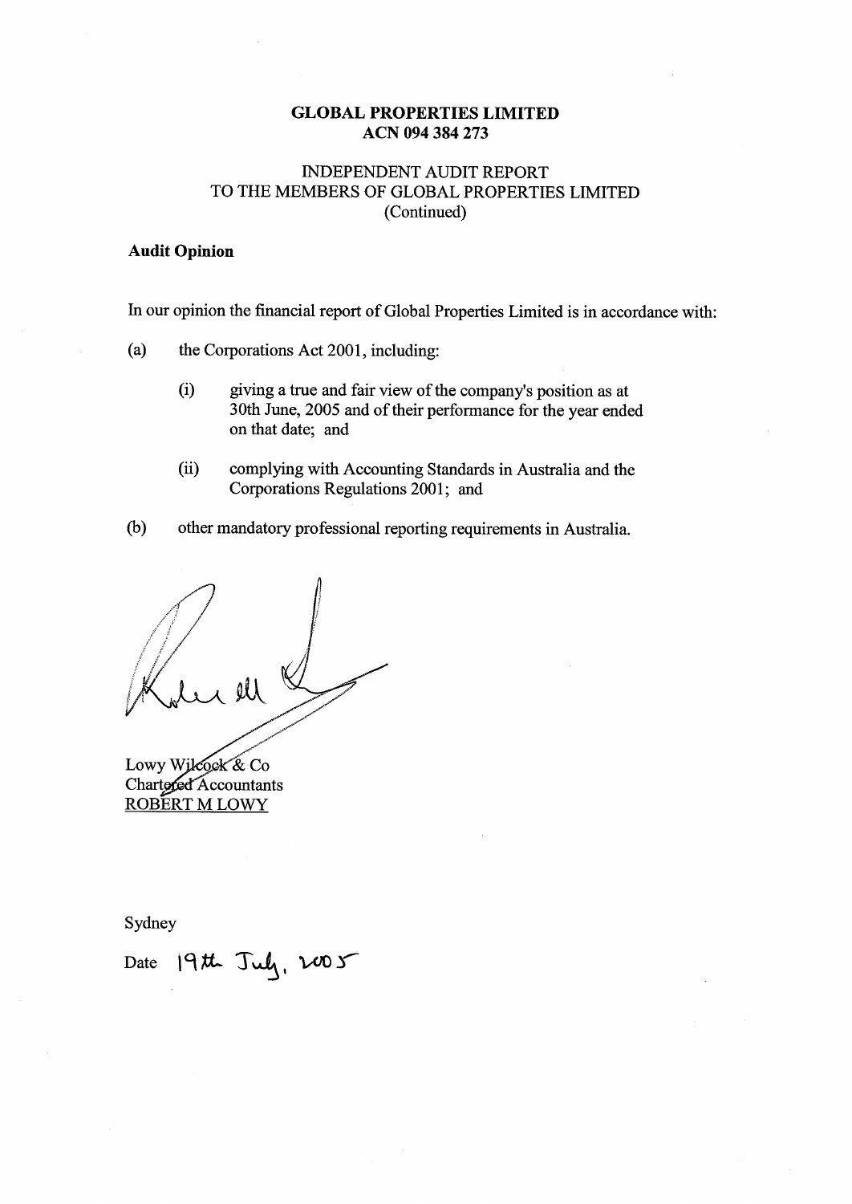**GLOBAL PROPERTIES LIMITED**
**ACN 094 384 273**

INDEPENDENT AUDIT REPORT
TO THE MEMBERS OF GLOBAL PROPERTIES LIMITED
(Continued)

**Audit Opinion**

In our opinion the financial report of Global Properties Limited is in accordance with:

(a) the Corporations Act 2001, including:

 (i) giving a true and fair view of the company's position as at 30th June, 2005 and of their performance for the year ended on that date; and

 (ii) complying with Accounting Standards in Australia and the Corporations Regulations 2001; and

(b) other mandatory professional reporting requirements in Australia.

Lowy Wilcock & Co
Chartered Accountants
ROBERT M LOWY

Sydney

Date 19th July, 2005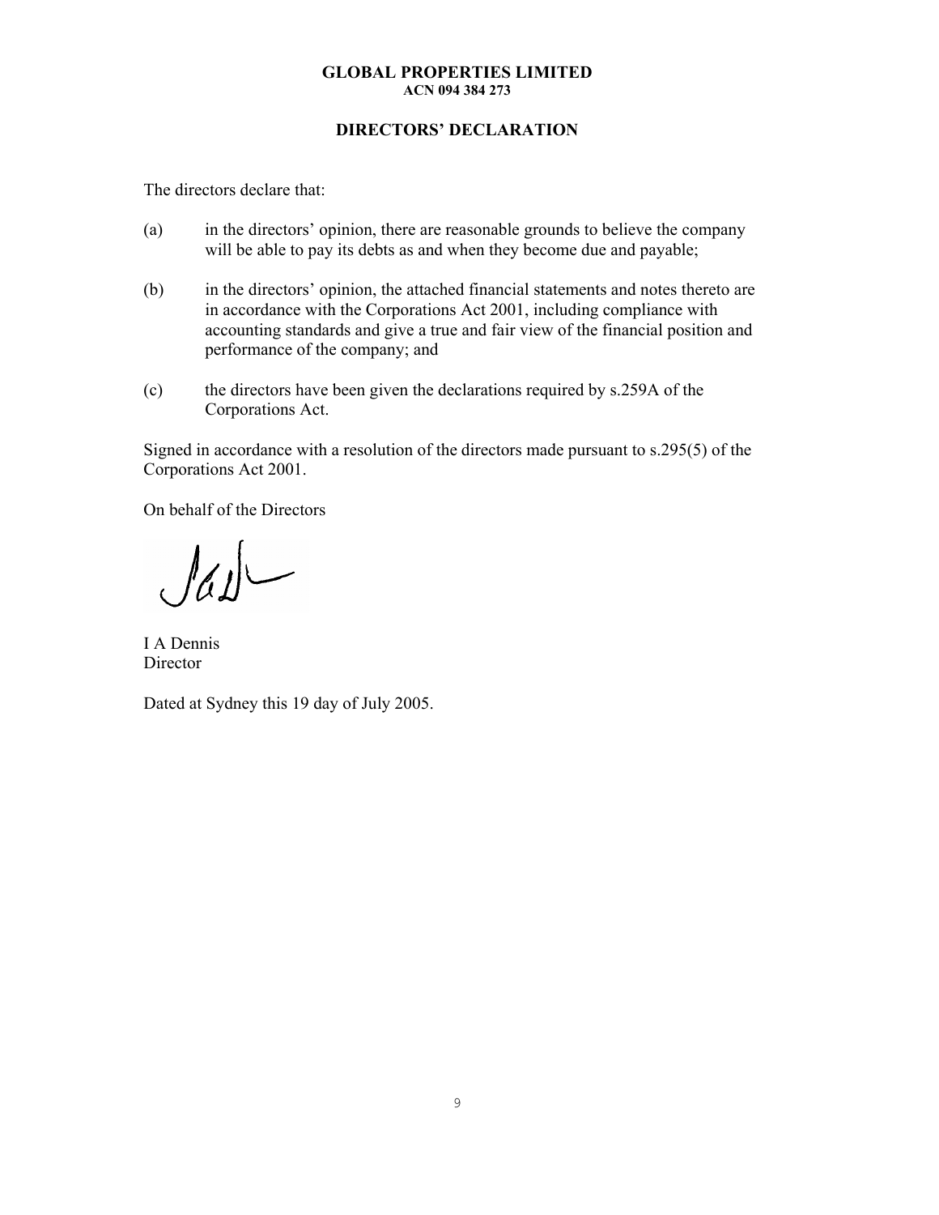**GLOBAL PROPERTIES LIMITED**
**ACN 094 384 273**

## DIRECTORS' DECLARATION

The directors declare that:

(a) in the directors' opinion, there are reasonable grounds to believe the company will be able to pay its debts as and when they become due and payable;

(b) in the directors' opinion, the attached financial statements and notes thereto are in accordance with the Corporations Act 2001, including compliance with accounting standards and give a true and fair view of the financial position and performance of the company; and

(c) the directors have been given the declarations required by s.259A of the Corporations Act.

Signed in accordance with a resolution of the directors made pursuant to s.295(5) of the Corporations Act 2001.

On behalf of the Directors

I A Dennis
Director

Dated at Sydney this 19 day of July 2005.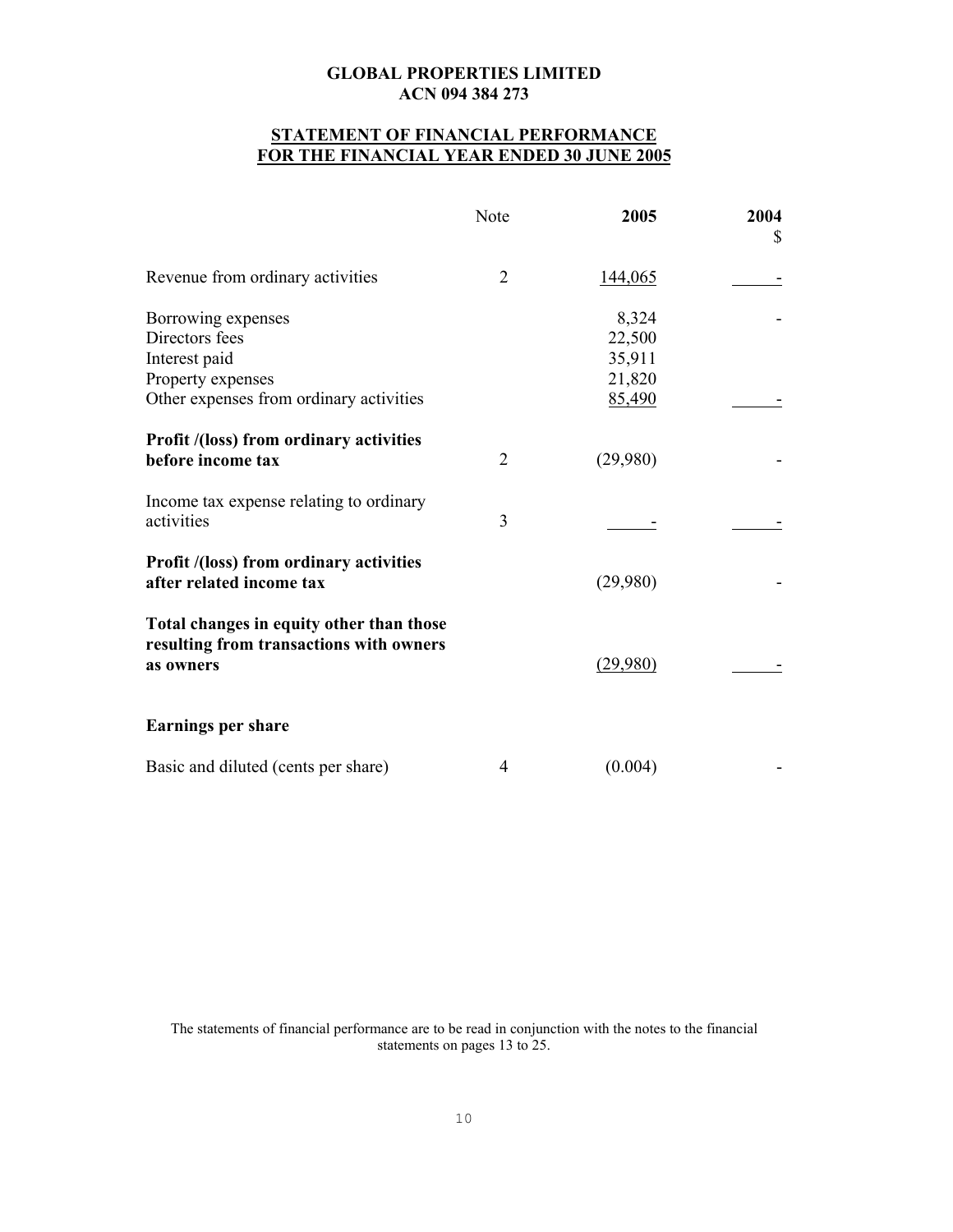**GLOBAL PROPERTIES LIMITED**
**ACN 094 384 273**

**STATEMENT OF FINANCIAL PERFORMANCE**
**FOR THE FINANCIAL YEAR ENDED 30 JUNE 2005**

| | Note | **2005** | **2004** $ |
|---|---|---|---|
| Revenue from ordinary activities | 2 | 144,065 | - |
| Borrowing expenses | | 8,324 | - |
| Directors fees | | 22,500 | |
| Interest paid | | 35,911 | |
| Property expenses | | 21,820 | |
| Other expenses from ordinary activities | | 85,490 | - |
| **Profit /(loss) from ordinary activities before income tax** | 2 | (29,980) | - |
| Income tax expense relating to ordinary activities | 3 | - | - |
| **Profit /(loss) from ordinary activities after related income tax** | | (29,980) | - |
| **Total changes in equity other than those resulting from transactions with owners as owners** | | (29,980) | - |
| **Earnings per share** | | | |
| Basic and diluted (cents per share) | 4 | (0.004) | - |

The statements of financial performance are to be read in conjunction with the notes to the financial statements on pages 13 to 25.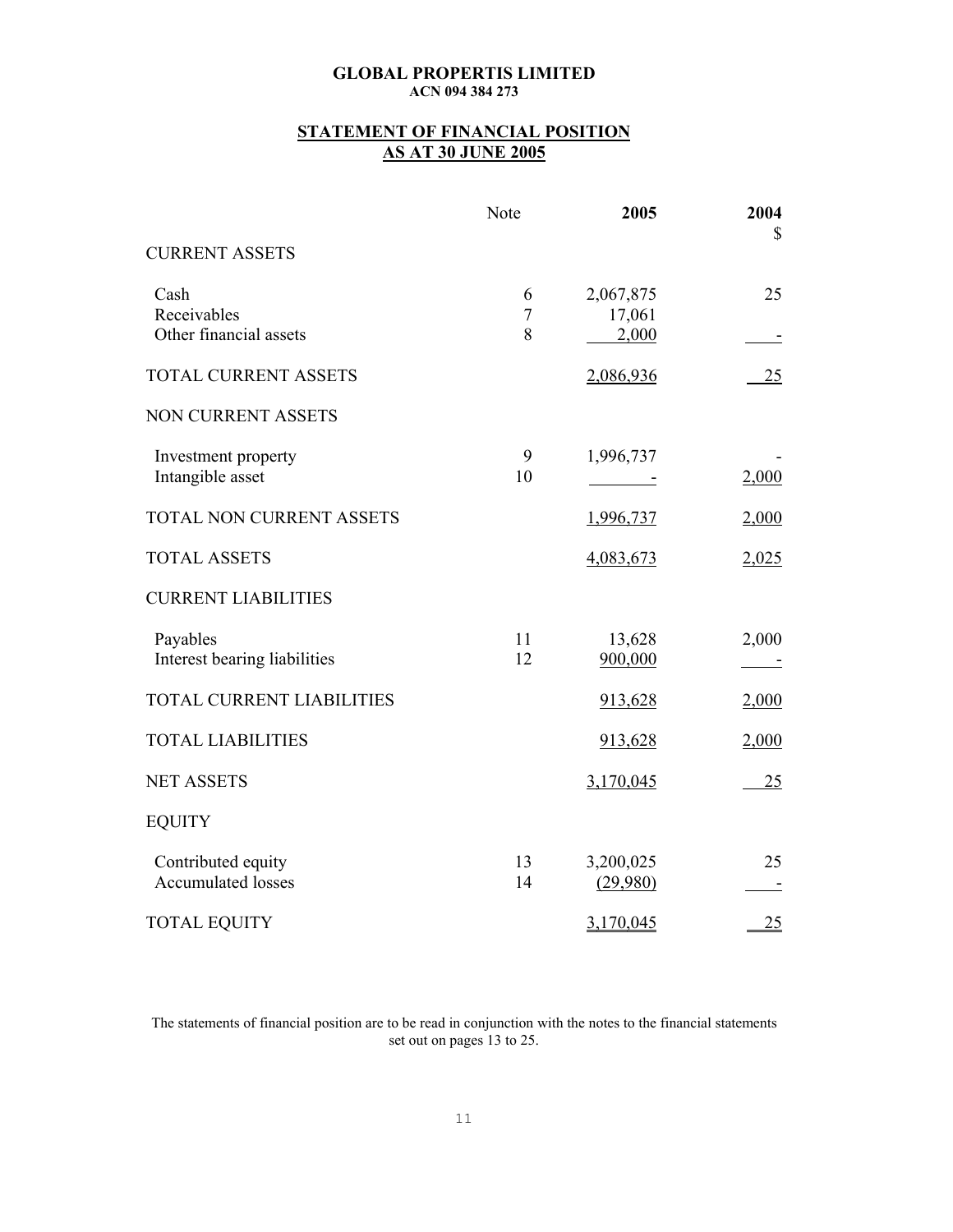**GLOBAL PROPERTIS LIMITED**
**ACN 094 384 273**

## STATEMENT OF FINANCIAL POSITION AS AT 30 JUNE 2005

| | Note | 2005 | 2004 $ |
|---|---|---|---|
| CURRENT ASSETS | | | |
| Cash | 6 | 2,067,875 | 25 |
| Receivables | 7 | 17,061 | |
| Other financial assets | 8 | 2,000 | - |
| TOTAL CURRENT ASSETS | | 2,086,936 | 25 |
| NON CURRENT ASSETS | | | |
| Investment property | 9 | 1,996,737 | - |
| Intangible asset | 10 | - | 2,000 |
| TOTAL NON CURRENT ASSETS | | 1,996,737 | 2,000 |
| TOTAL ASSETS | | 4,083,673 | 2,025 |
| CURRENT LIABILITIES | | | |
| Payables | 11 | 13,628 | 2,000 |
| Interest bearing liabilities | 12 | 900,000 | - |
| TOTAL CURRENT LIABILITIES | | 913,628 | 2,000 |
| TOTAL LIABILITIES | | 913,628 | 2,000 |
| NET ASSETS | | 3,170,045 | 25 |
| EQUITY | | | |
| Contributed equity | 13 | 3,200,025 | 25 |
| Accumulated losses | 14 | (29,980) | - |
| TOTAL EQUITY | | 3,170,045 | 25 |

The statements of financial position are to be read in conjunction with the notes to the financial statements set out on pages 13 to 25.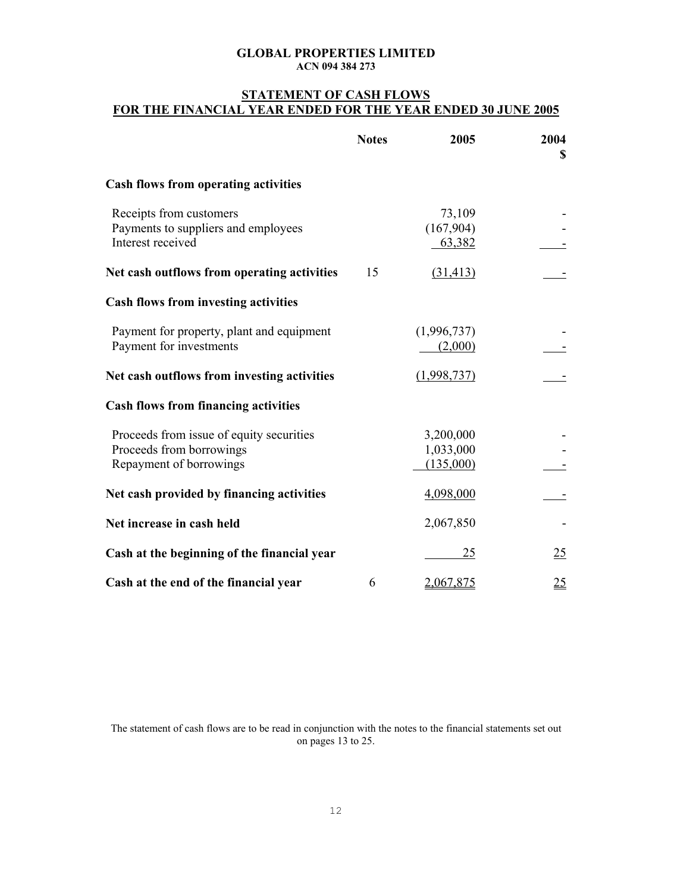**GLOBAL PROPERTIES LIMITED**
**ACN 094 384 273**

## STATEMENT OF CASH FLOWS
## FOR THE FINANCIAL YEAR ENDED FOR THE YEAR ENDED 30 JUNE 2005

| | Notes | 2005 | 2004 $ |
|---|---|---|---|
| **Cash flows from operating activities** | | | |
| Receipts from customers | | 73,109 | - |
| Payments to suppliers and employees | | (167,904) | - |
| Interest received | | 63,382 | - |
| **Net cash outflows from operating activities** | 15 | (31,413) | - |
| **Cash flows from investing activities** | | | |
| Payment for property, plant and equipment | | (1,996,737) | - |
| Payment for investments | | (2,000) | - |
| **Net cash outflows from investing activities** | | (1,998,737) | - |
| **Cash flows from financing activities** | | | |
| Proceeds from issue of equity securities | | 3,200,000 | - |
| Proceeds from borrowings | | 1,033,000 | - |
| Repayment of borrowings | | (135,000) | - |
| **Net cash provided by financing activities** | | 4,098,000 | - |
| **Net increase in cash held** | | 2,067,850 | - |
| **Cash at the beginning of the financial year** | | 25 | 25 |
| **Cash at the end of the financial year** | 6 | 2,067,875 | 25 |

The statement of cash flows are to be read in conjunction with the notes to the financial statements set out on pages 13 to 25.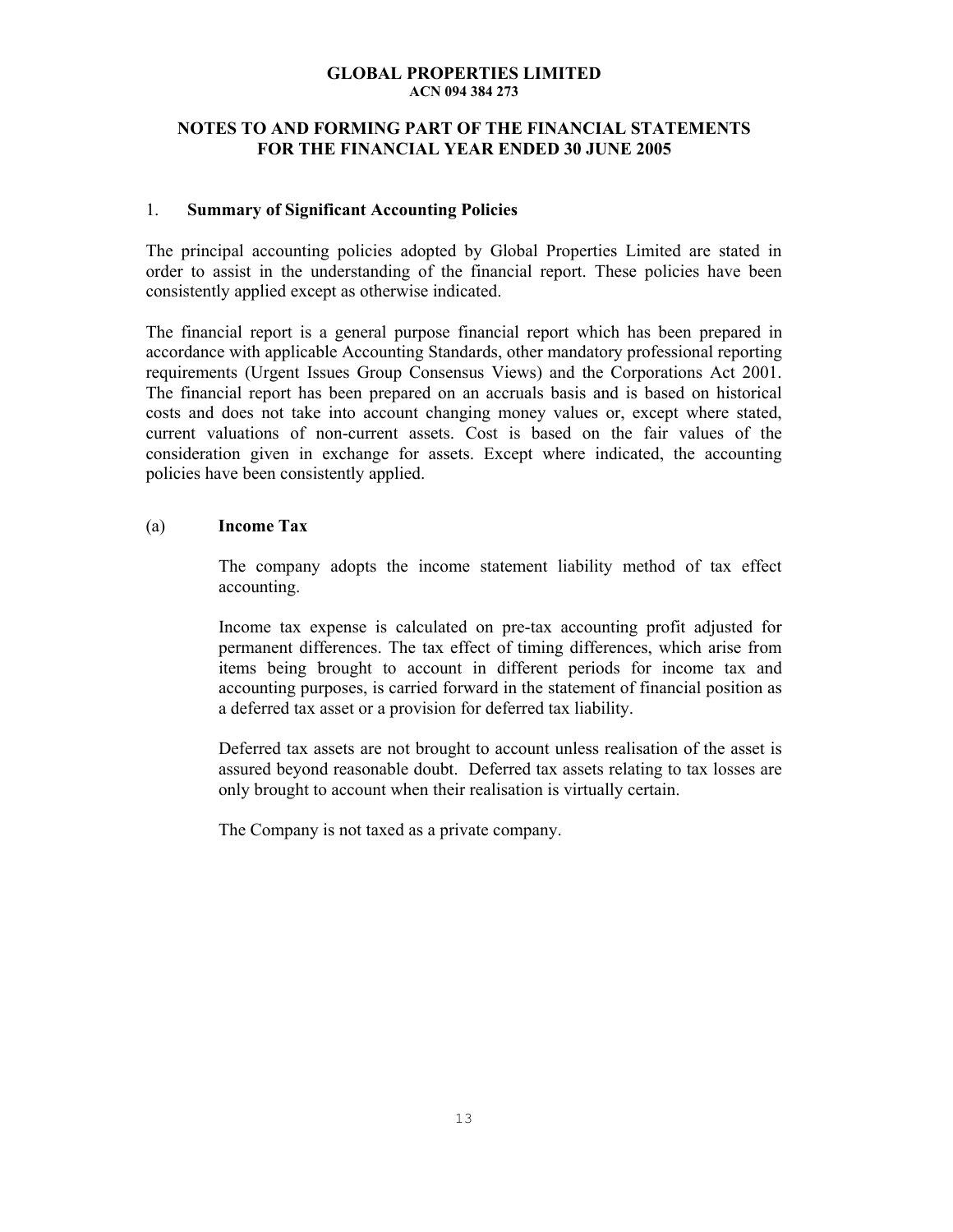# GLOBAL PROPERTIES LIMITED
**ACN 094 384 273**

## NOTES TO AND FORMING PART OF THE FINANCIAL STATEMENTS FOR THE FINANCIAL YEAR ENDED 30 JUNE 2005

### 1. Summary of Significant Accounting Policies

The principal accounting policies adopted by Global Properties Limited are stated in order to assist in the understanding of the financial report. These policies have been consistently applied except as otherwise indicated.

The financial report is a general purpose financial report which has been prepared in accordance with applicable Accounting Standards, other mandatory professional reporting requirements (Urgent Issues Group Consensus Views) and the Corporations Act 2001. The financial report has been prepared on an accruals basis and is based on historical costs and does not take into account changing money values or, except where stated, current valuations of non-current assets. Cost is based on the fair values of the consideration given in exchange for assets. Except where indicated, the accounting policies have been consistently applied.

#### (a) Income Tax

The company adopts the income statement liability method of tax effect accounting.

Income tax expense is calculated on pre-tax accounting profit adjusted for permanent differences. The tax effect of timing differences, which arise from items being brought to account in different periods for income tax and accounting purposes, is carried forward in the statement of financial position as a deferred tax asset or a provision for deferred tax liability.

Deferred tax assets are not brought to account unless realisation of the asset is assured beyond reasonable doubt. Deferred tax assets relating to tax losses are only brought to account when their realisation is virtually certain.

The Company is not taxed as a private company.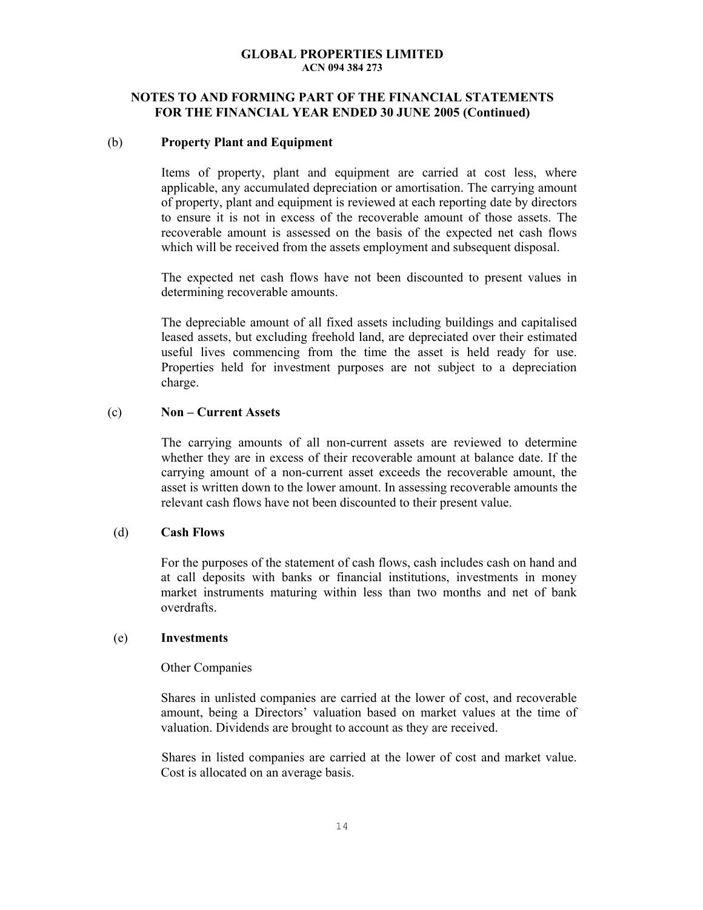**GLOBAL PROPERTIES LIMITED**
**ACN 094 384 273**

**NOTES TO AND FORMING PART OF THE FINANCIAL STATEMENTS FOR THE FINANCIAL YEAR ENDED 30 JUNE 2005 (Continued)**

**(b) Property Plant and Equipment**

Items of property, plant and equipment are carried at cost less, where applicable, any accumulated depreciation or amortisation. The carrying amount of property, plant and equipment is reviewed at each reporting date by directors to ensure it is not in excess of the recoverable amount of those assets. The recoverable amount is assessed on the basis of the expected net cash flows which will be received from the assets employment and subsequent disposal.

The expected net cash flows have not been discounted to present values in determining recoverable amounts.

The depreciable amount of all fixed assets including buildings and capitalised leased assets, but excluding freehold land, are depreciated over their estimated useful lives commencing from the time the asset is held ready for use. Properties held for investment purposes are not subject to a depreciation charge.

**(c) Non – Current Assets**

The carrying amounts of all non-current assets are reviewed to determine whether they are in excess of their recoverable amount at balance date. If the carrying amount of a non-current asset exceeds the recoverable amount, the asset is written down to the lower amount. In assessing recoverable amounts the relevant cash flows have not been discounted to their present value.

**(d) Cash Flows**

For the purposes of the statement of cash flows, cash includes cash on hand and at call deposits with banks or financial institutions, investments in money market instruments maturing within less than two months and net of bank overdrafts.

**(e) Investments**

Other Companies

Shares in unlisted companies are carried at the lower of cost, and recoverable amount, being a Directors' valuation based on market values at the time of valuation. Dividends are brought to account as they are received.

Shares in listed companies are carried at the lower of cost and market value. Cost is allocated on an average basis.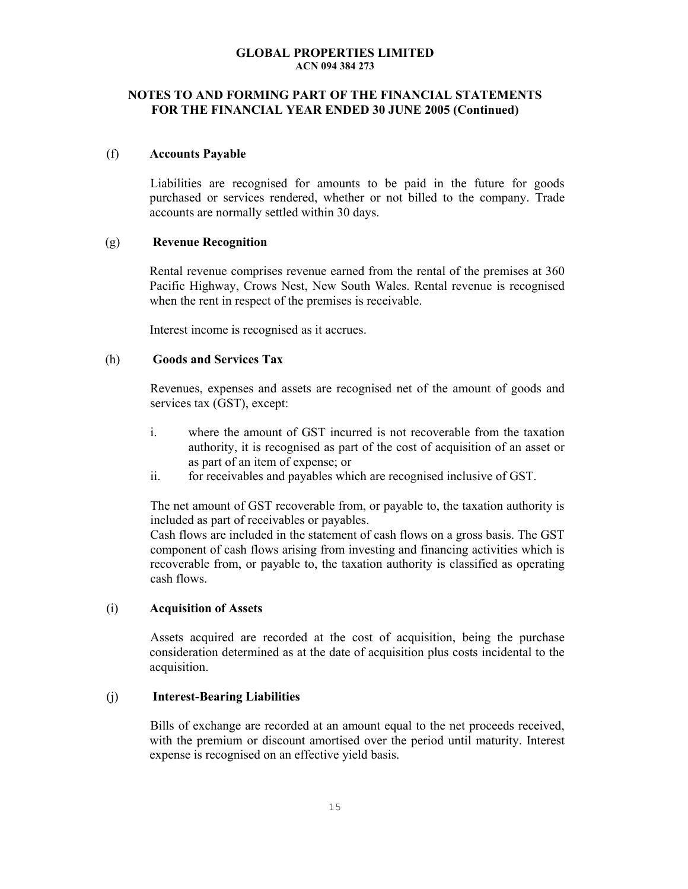**GLOBAL PROPERTIES LIMITED**
**ACN 094 384 273**

**NOTES TO AND FORMING PART OF THE FINANCIAL STATEMENTS FOR THE FINANCIAL YEAR ENDED 30 JUNE 2005 (Continued)**

(f) **Accounts Payable**

Liabilities are recognised for amounts to be paid in the future for goods purchased or services rendered, whether or not billed to the company. Trade accounts are normally settled within 30 days.

(g) **Revenue Recognition**

Rental revenue comprises revenue earned from the rental of the premises at 360 Pacific Highway, Crows Nest, New South Wales. Rental revenue is recognised when the rent in respect of the premises is receivable.

Interest income is recognised as it accrues.

(h) **Goods and Services Tax**

Revenues, expenses and assets are recognised net of the amount of goods and services tax (GST), except:

i. where the amount of GST incurred is not recoverable from the taxation authority, it is recognised as part of the cost of acquisition of an asset or as part of an item of expense; or
ii. for receivables and payables which are recognised inclusive of GST.

The net amount of GST recoverable from, or payable to, the taxation authority is included as part of receivables or payables.
Cash flows are included in the statement of cash flows on a gross basis. The GST component of cash flows arising from investing and financing activities which is recoverable from, or payable to, the taxation authority is classified as operating cash flows.

(i) **Acquisition of Assets**

Assets acquired are recorded at the cost of acquisition, being the purchase consideration determined as at the date of acquisition plus costs incidental to the acquisition.

(j) **Interest-Bearing Liabilities**

Bills of exchange are recorded at an amount equal to the net proceeds received, with the premium or discount amortised over the period until maturity. Interest expense is recognised on an effective yield basis.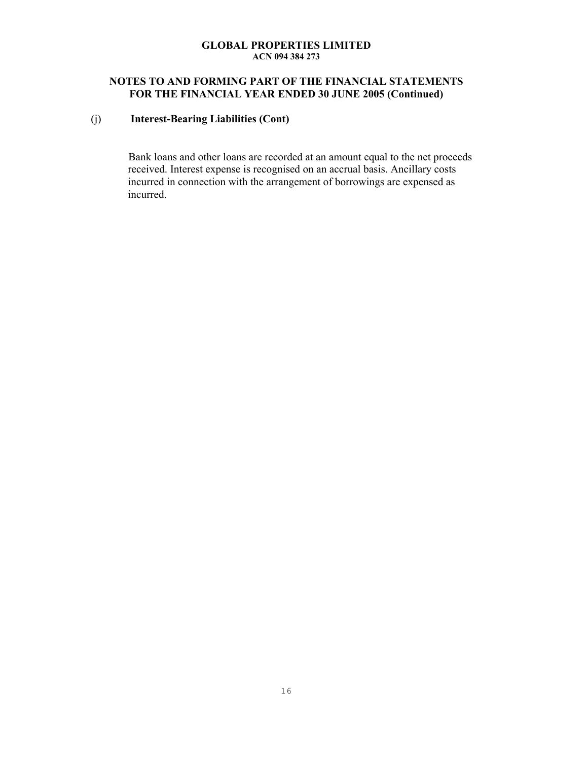# GLOBAL PROPERTIES LIMITED
**ACN 094 384 273**

## NOTES TO AND FORMING PART OF THE FINANCIAL STATEMENTS FOR THE FINANCIAL YEAR ENDED 30 JUNE 2005 (Continued)

### (j) Interest-Bearing Liabilities (Cont)

Bank loans and other loans are recorded at an amount equal to the net proceeds received. Interest expense is recognised on an accrual basis. Ancillary costs incurred in connection with the arrangement of borrowings are expensed as incurred.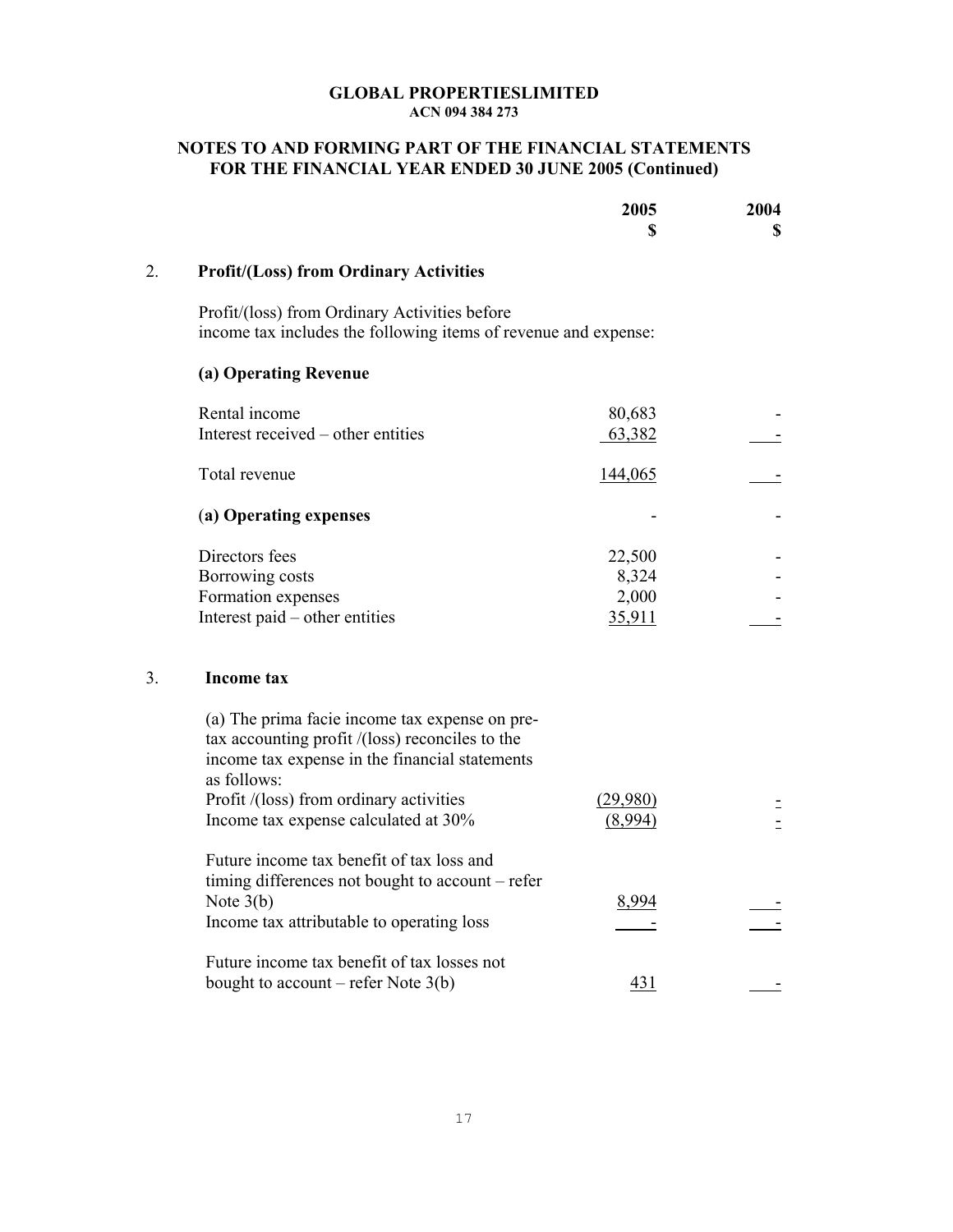**GLOBAL PROPERTIESLIMITED**
**ACN 094 384 273**

**NOTES TO AND FORMING PART OF THE FINANCIAL STATEMENTS FOR THE FINANCIAL YEAR ENDED 30 JUNE 2005 (Continued)**

| | 2005 $ | 2004 $ |
|---|---|---|
| **2. Profit/(Loss) from Ordinary Activities** | | |
| Profit/(loss) from Ordinary Activities before income tax includes the following items of revenue and expense: | | |
| **(a) Operating Revenue** | | |
| Rental income | 80,683 | - |
| Interest received – other entities | 63,382 | - |
| Total revenue | 144,065 | - |
| **(a) Operating expenses** | - | - |
| Directors fees | 22,500 | - |
| Borrowing costs | 8,324 | - |
| Formation expenses | 2,000 | - |
| Interest paid – other entities | 35,911 | - |
| **3. Income tax** | | |
| (a) The prima facie income tax expense on pre-tax accounting profit /(loss) reconciles to the income tax expense in the financial statements as follows: | | |
| Profit /(loss) from ordinary activities | (29,980) | - |
| Income tax expense calculated at 30% | (8,994) | - |
| Future income tax benefit of tax loss and timing differences not bought to account – refer Note 3(b) | 8,994 | - |
| Income tax attributable to operating loss | - | - |
| Future income tax benefit of tax losses not bought to account – refer Note 3(b) | 431 | - |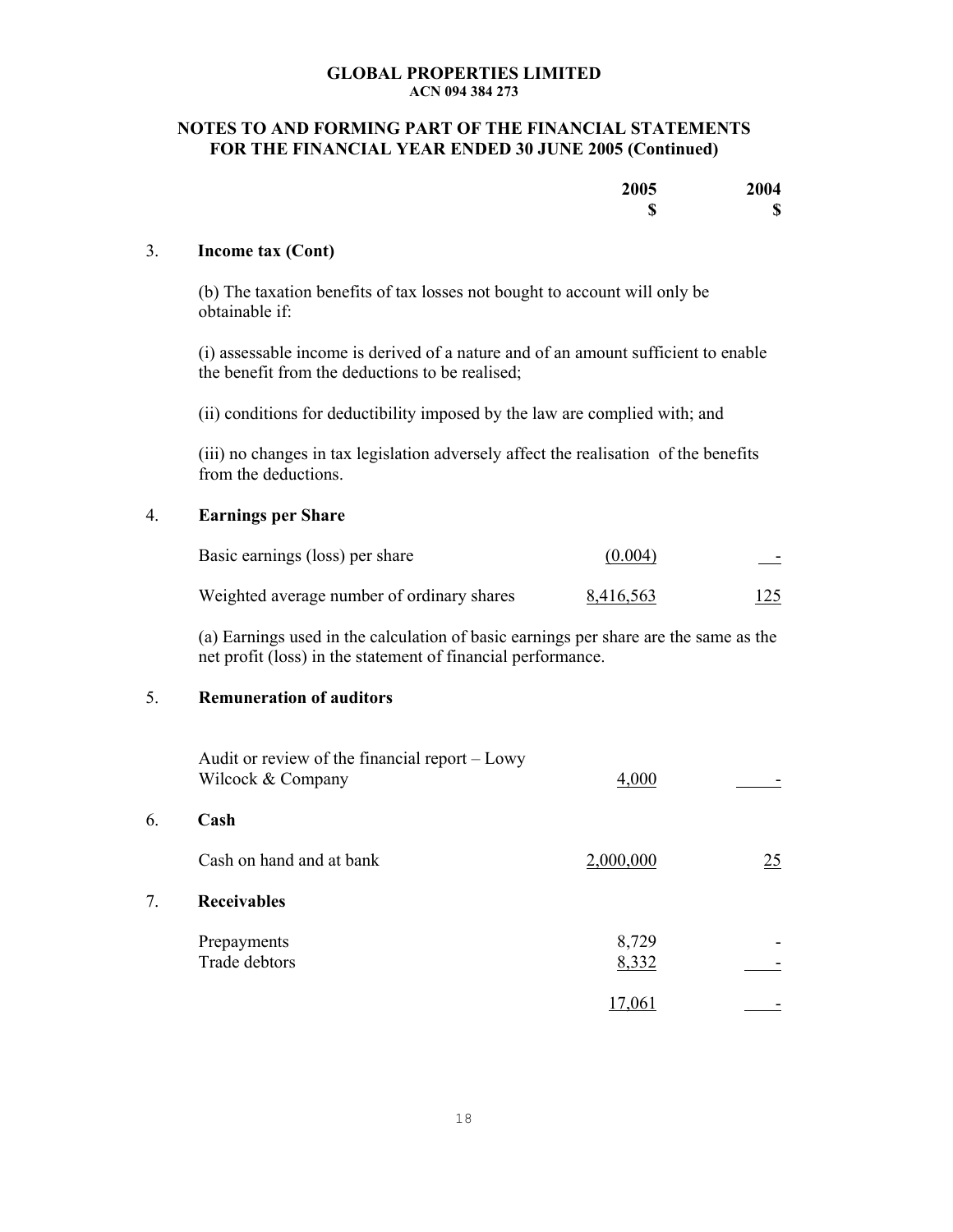**GLOBAL PROPERTIES LIMITED**
**ACN 094 384 273**

## NOTES TO AND FORMING PART OF THE FINANCIAL STATEMENTS FOR THE FINANCIAL YEAR ENDED 30 JUNE 2005 (Continued)

| | 2005 $ | 2004 $ |
|---|---|---|

### 3. Income tax (Cont)

(b) The taxation benefits of tax losses not bought to account will only be obtainable if:

(i) assessable income is derived of a nature and of an amount sufficient to enable the benefit from the deductions to be realised;

(ii) conditions for deductibility imposed by the law are complied with; and

(iii) no changes in tax legislation adversely affect the realisation of the benefits from the deductions.

### 4. Earnings per Share

| | 2005 $ | 2004 $ |
|---|---|---|
| Basic earnings (loss) per share | (0.004) | - |
| Weighted average number of ordinary shares | 8,416,563 | 125 |

(a) Earnings used in the calculation of basic earnings per share are the same as the net profit (loss) in the statement of financial performance.

### 5. Remuneration of auditors

| | 2005 $ | 2004 $ |
|---|---|---|
| Audit or review of the financial report – Lowy Wilcock & Company | 4,000 | - |

### 6. Cash

| | 2005 $ | 2004 $ |
|---|---|---|
| Cash on hand and at bank | 2,000,000 | 25 |

### 7. Receivables

| | 2005 $ | 2004 $ |
|---|---|---|
| Prepayments | 8,729 | - |
| Trade debtors | 8,332 | - |
| | 17,061 | - |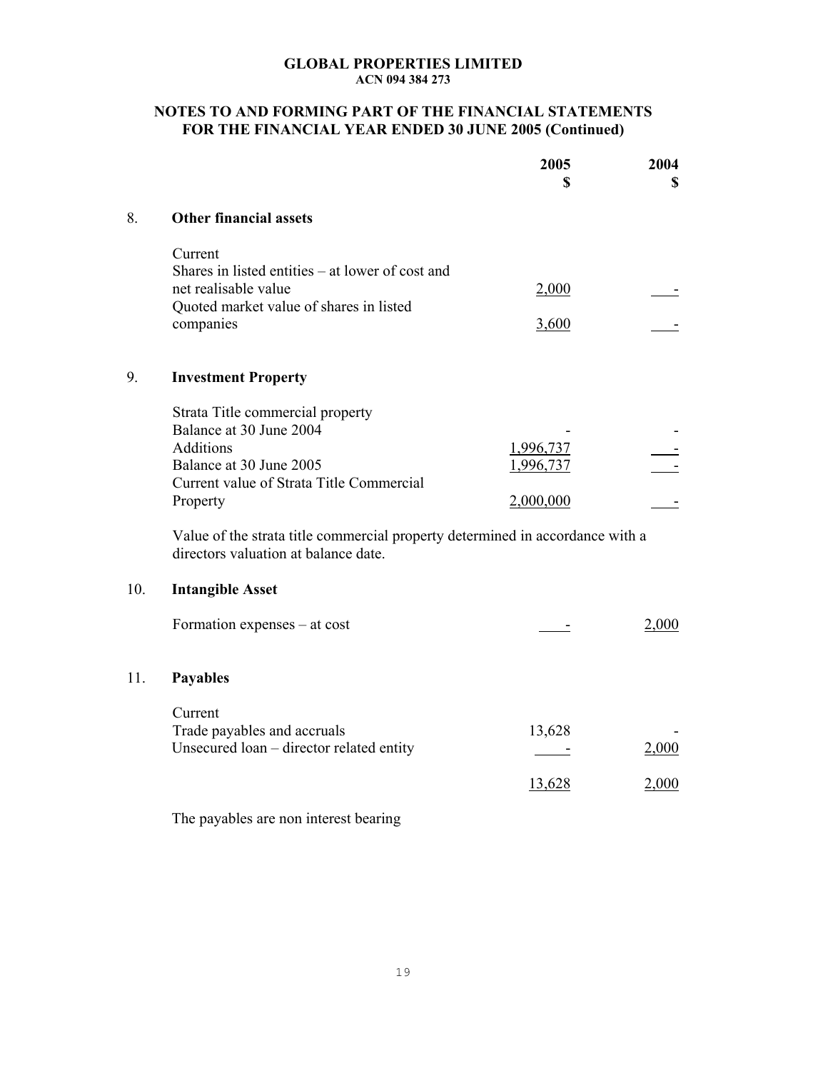**GLOBAL PROPERTIES LIMITED**
**ACN 094 384 273**

**NOTES TO AND FORMING PART OF THE FINANCIAL STATEMENTS FOR THE FINANCIAL YEAR ENDED 30 JUNE 2005 (Continued)**

| | | 2005 $ | 2004 $ |
|---|---|---|---|
| 8. | **Other financial assets** | | |
| | Current | | |
| | Shares in listed entities – at lower of cost and net realisable value | 2,000 | - |
| | Quoted market value of shares in listed companies | 3,600 | - |
| 9. | **Investment Property** | | |
| | Strata Title commercial property | | |
| | Balance at 30 June 2004 | - | - |
| | Additions | 1,996,737 | - |
| | Balance at 30 June 2005 | 1,996,737 | - |
| | Current value of Strata Title Commercial Property | 2,000,000 | - |

Value of the strata title commercial property determined in accordance with a directors valuation at balance date.

| | | 2005 $ | 2004 $ |
|---|---|---|---|
| 10. | **Intangible Asset** | | |
| | Formation expenses – at cost | - | 2,000 |
| 11. | **Payables** | | |
| | Current | | |
| | Trade payables and accruals | 13,628 | - |
| | Unsecured loan – director related entity | - | 2,000 |
| | | 13,628 | 2,000 |

The payables are non interest bearing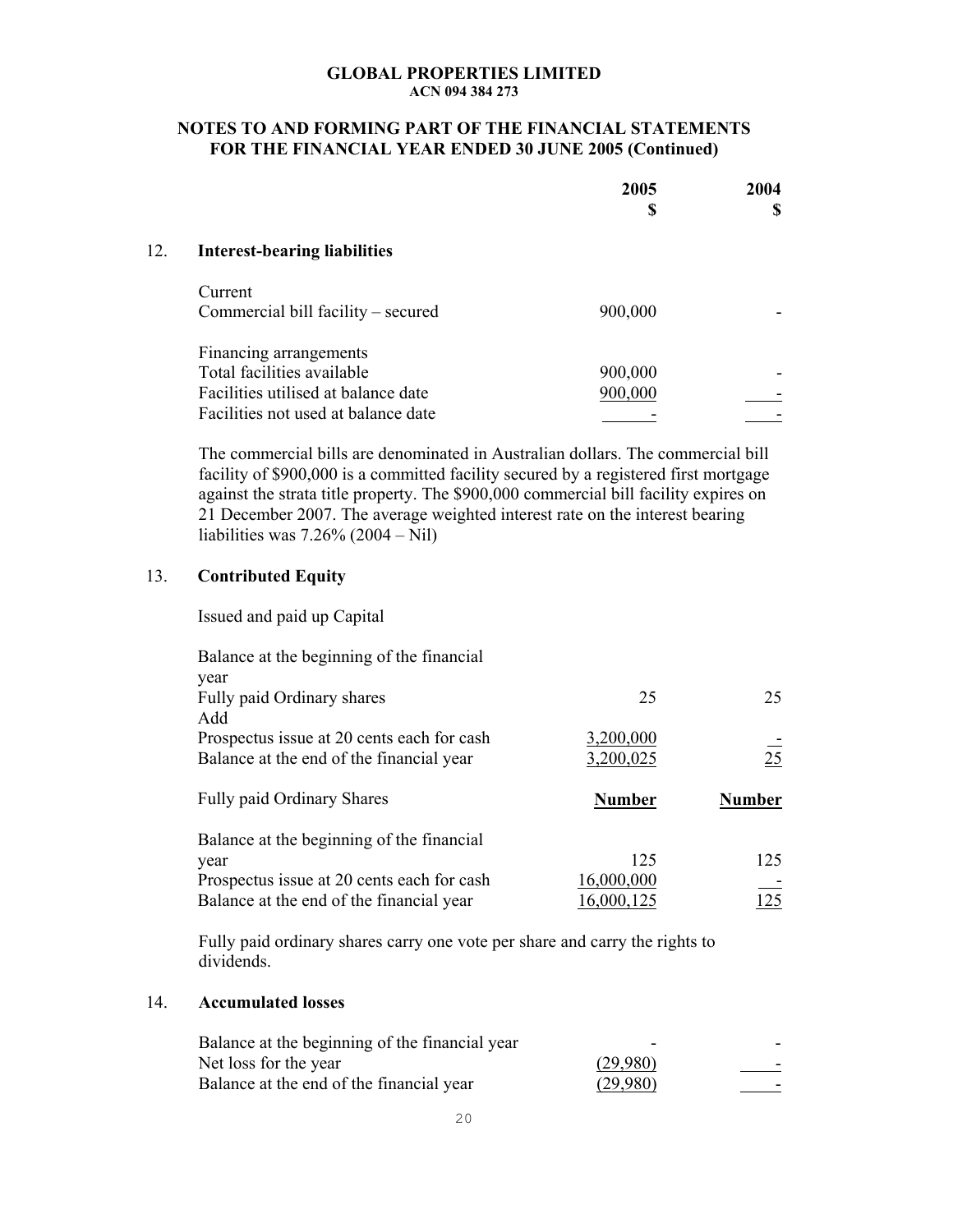**GLOBAL PROPERTIES LIMITED**
**ACN 094 384 273**

**NOTES TO AND FORMING PART OF THE FINANCIAL STATEMENTS FOR THE FINANCIAL YEAR ENDED 30 JUNE 2005 (Continued)**

## 12. Interest-bearing liabilities

| | 2005 $ | 2004 $ |
|---|---|---|
| Current | | |
| Commercial bill facility – secured | 900,000 | - |
| | | |
| Financing arrangements | | |
| Total facilities available | 900,000 | - |
| Facilities utilised at balance date | 900,000 | - |
| Facilities not used at balance date | - | - |

The commercial bills are denominated in Australian dollars. The commercial bill facility of $900,000 is a committed facility secured by a registered first mortgage against the strata title property. The $900,000 commercial bill facility expires on 21 December 2007. The average weighted interest rate on the interest bearing liabilities was 7.26% (2004 – Nil)

## 13. Contributed Equity

Issued and paid up Capital

| | 2005 $ | 2004 $ |
|---|---|---|
| Balance at the beginning of the financial year | | |
| Fully paid Ordinary shares | 25 | 25 |
| Add | | |
| Prospectus issue at 20 cents each for cash | 3,200,000 | - |
| Balance at the end of the financial year | 3,200,025 | 25 |

| Fully paid Ordinary Shares | **Number** | **Number** |
|---|---|---|
| Balance at the beginning of the financial year | 125 | 125 |
| Prospectus issue at 20 cents each for cash | 16,000,000 | - |
| Balance at the end of the financial year | 16,000,125 | 125 |

Fully paid ordinary shares carry one vote per share and carry the rights to dividends.

## 14. Accumulated losses

| | 2005 $ | 2004 $ |
|---|---|---|
| Balance at the beginning of the financial year | - | - |
| Net loss for the year | (29,980) | - |
| Balance at the end of the financial year | (29,980) | - |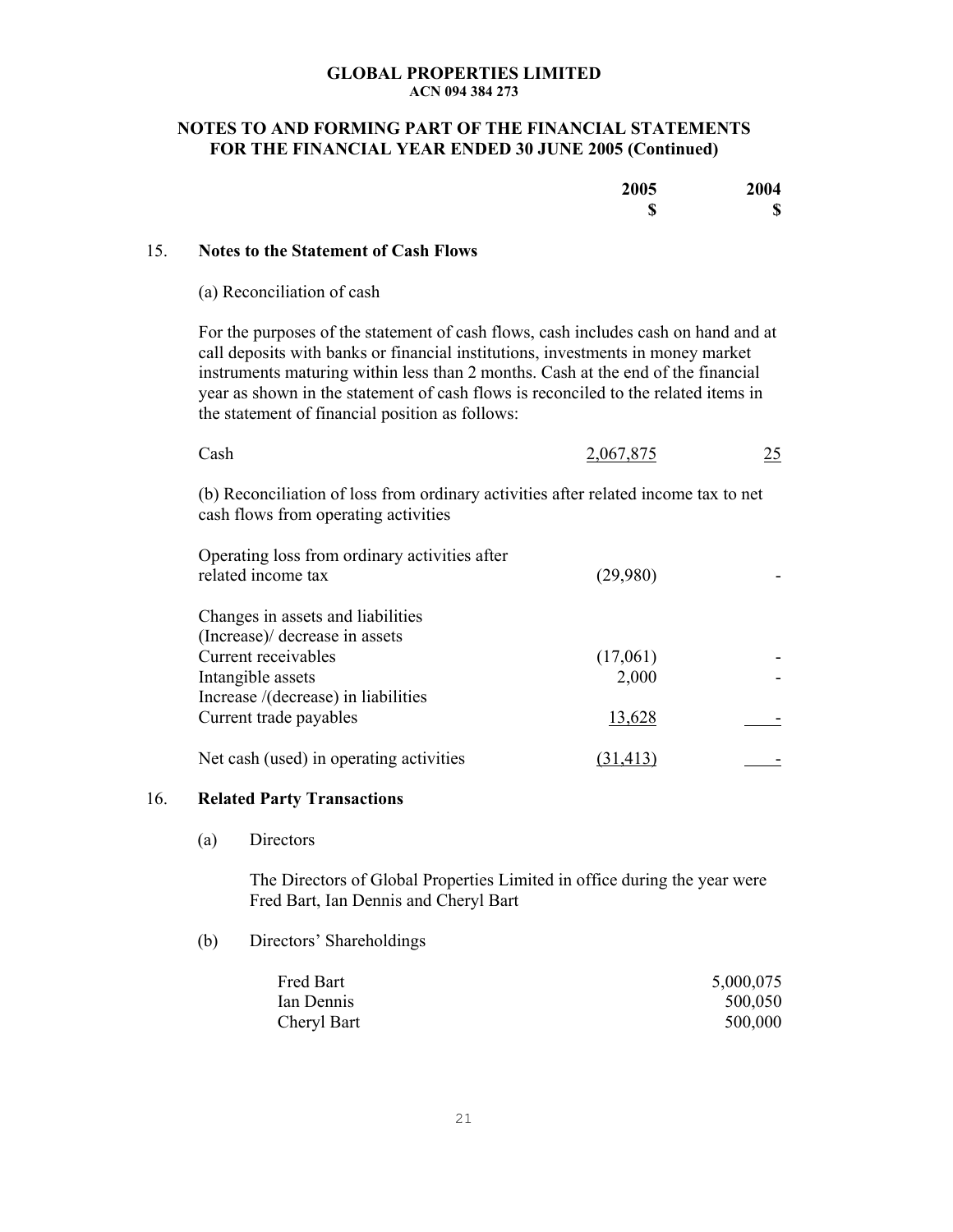**GLOBAL PROPERTIES LIMITED**
**ACN 094 384 273**

**NOTES TO AND FORMING PART OF THE FINANCIAL STATEMENTS FOR THE FINANCIAL YEAR ENDED 30 JUNE 2005 (Continued)**

| | 2005 | 2004 |
|---|---|---|
| | $ | $ |

## 15. Notes to the Statement of Cash Flows

(a) Reconciliation of cash

For the purposes of the statement of cash flows, cash includes cash on hand and at call deposits with banks or financial institutions, investments in money market instruments maturing within less than 2 months. Cash at the end of the financial year as shown in the statement of cash flows is reconciled to the related items in the statement of financial position as follows:

| | 2005 $ | 2004 $ |
|---|---|---|
| Cash | 2,067,875 | 25 |

(b) Reconciliation of loss from ordinary activities after related income tax to net cash flows from operating activities

| | 2005 $ | 2004 $ |
|---|---|---|
| Operating loss from ordinary activities after related income tax | (29,980) | - |
| Changes in assets and liabilities | | |
| (Increase)/ decrease in assets | | |
| Current receivables | (17,061) | - |
| Intangible assets | 2,000 | - |
| Increase /(decrease) in liabilities | | |
| Current trade payables | 13,628 | - |
| Net cash (used) in operating activities | (31,413) | - |

## 16. Related Party Transactions

(a) Directors

The Directors of Global Properties Limited in office during the year were Fred Bart, Ian Dennis and Cheryl Bart

(b) Directors' Shareholdings

| | |
|---|---|
| Fred Bart | 5,000,075 |
| Ian Dennis | 500,050 |
| Cheryl Bart | 500,000 |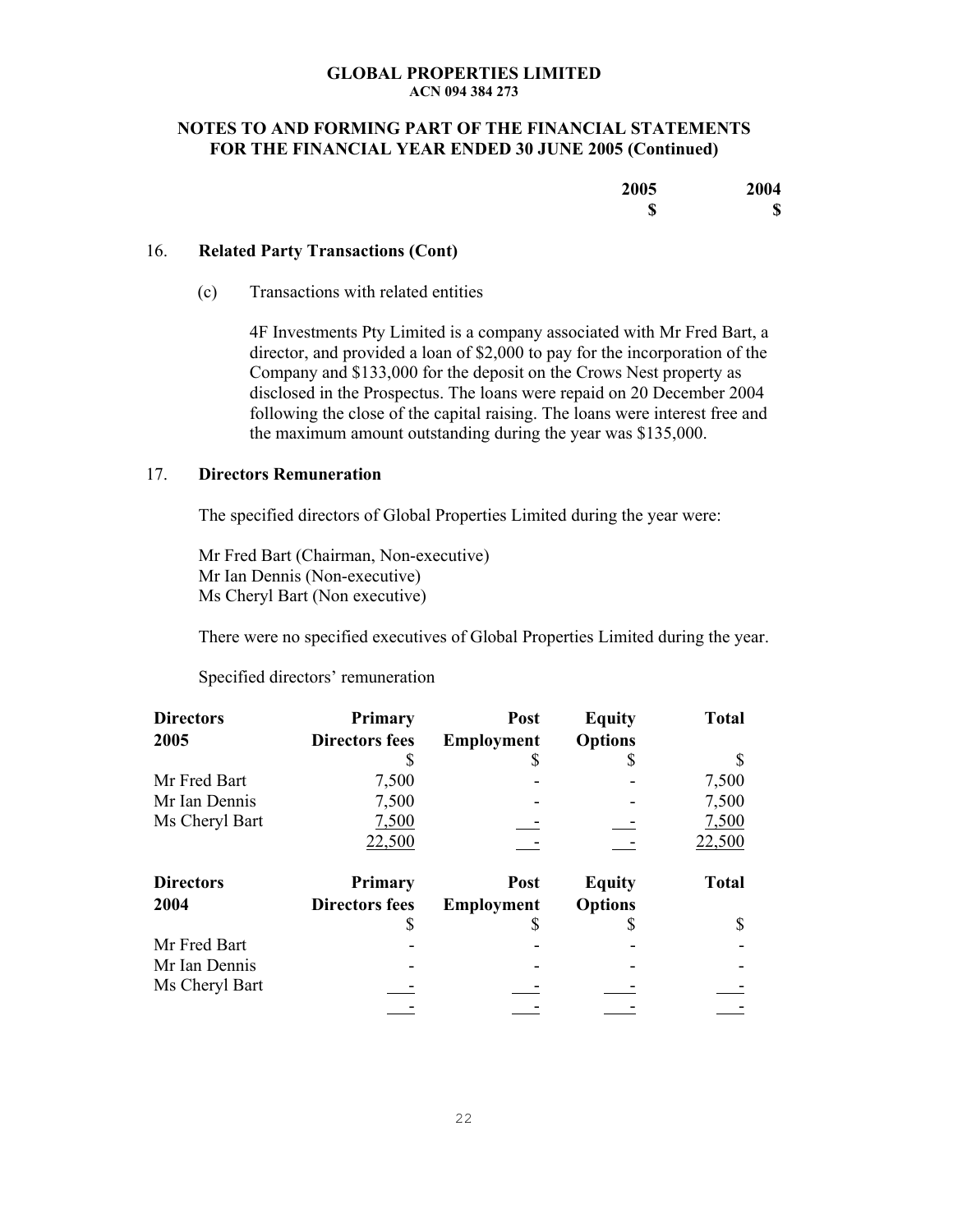# GLOBAL PROPERTIES LIMITED
**ACN 094 384 273**

## NOTES TO AND FORMING PART OF THE FINANCIAL STATEMENTS FOR THE FINANCIAL YEAR ENDED 30 JUNE 2005 (Continued)

| | 2005 | 2004 |
|---|---|---|
| | $ | $ |

### 16. Related Party Transactions (Cont)

(c) Transactions with related entities

4F Investments Pty Limited is a company associated with Mr Fred Bart, a director, and provided a loan of $2,000 to pay for the incorporation of the Company and $133,000 for the deposit on the Crows Nest property as disclosed in the Prospectus. The loans were repaid on 20 December 2004 following the close of the capital raising. The loans were interest free and the maximum amount outstanding during the year was $135,000.

### 17. Directors Remuneration

The specified directors of Global Properties Limited during the year were:

Mr Fred Bart (Chairman, Non-executive)
Mr Ian Dennis (Non-executive)
Ms Cheryl Bart (Non executive)

There were no specified executives of Global Properties Limited during the year.

Specified directors' remuneration

| Directors 2005 | Primary Directors fees | Post Employment | Equity Options | Total |
|---|---|---|---|---|
| | $ | $ | $ | $ |
| Mr Fred Bart | 7,500 | - | - | 7,500 |
| Mr Ian Dennis | 7,500 | - | - | 7,500 |
| Ms Cheryl Bart | 7,500 | - | - | 7,500 |
| | 22,500 | - | - | 22,500 |

| Directors 2004 | Primary Directors fees | Post Employment | Equity Options | Total |
|---|---|---|---|---|
| | $ | $ | $ | $ |
| Mr Fred Bart | - | - | - | - |
| Mr Ian Dennis | - | - | - | - |
| Ms Cheryl Bart | - | - | - | - |
| | - | - | - | - |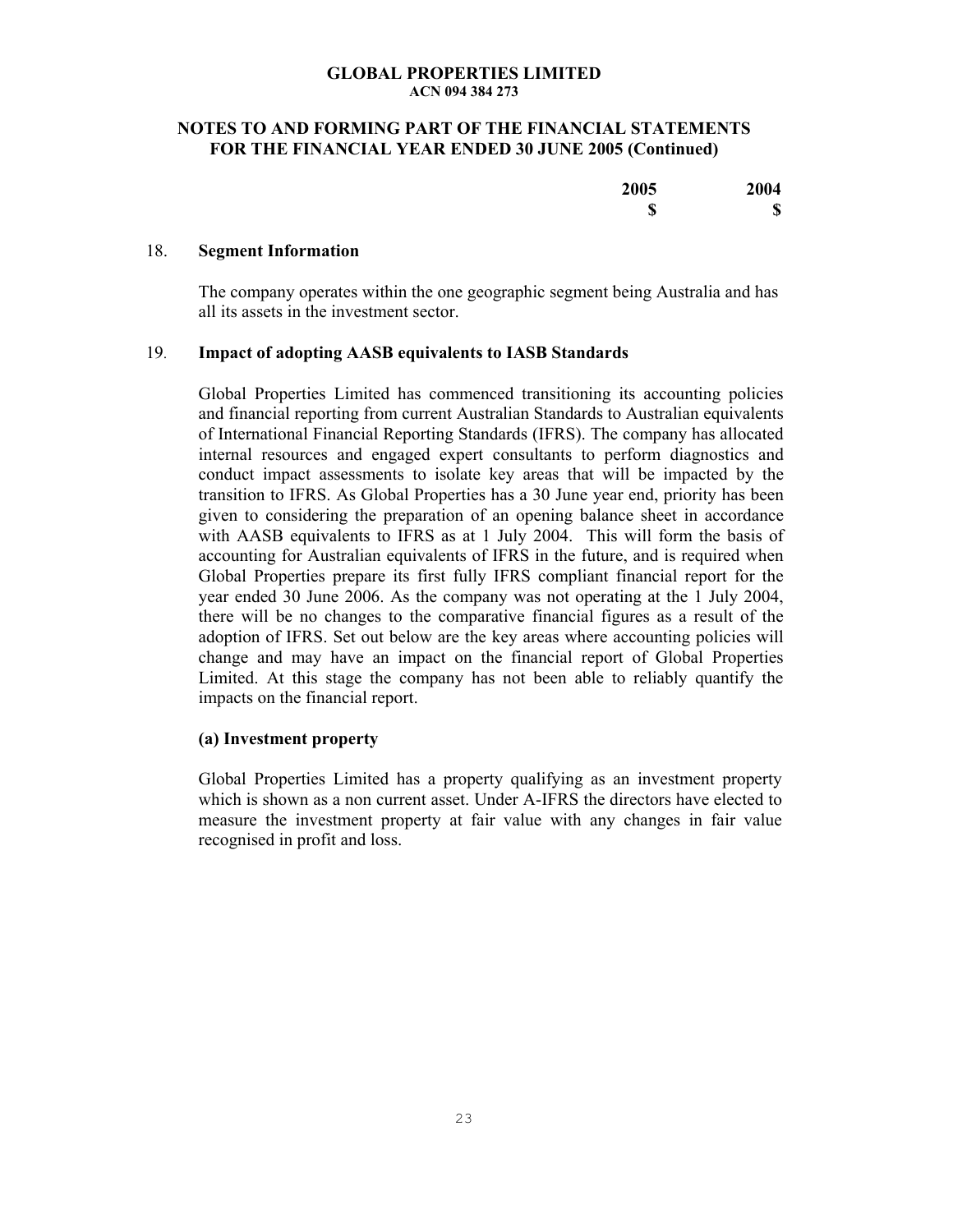**NOTES TO AND FORMING PART OF THE FINANCIAL STATEMENTS FOR THE FINANCIAL YEAR ENDED 30 JUNE 2005 (Continued)**

| | 2005 | 2004 |
|---|---|---|
| | $ | $ |

## 18. Segment Information

The company operates within the one geographic segment being Australia and has all its assets in the investment sector.

## 19. Impact of adopting AASB equivalents to IASB Standards

Global Properties Limited has commenced transitioning its accounting policies and financial reporting from current Australian Standards to Australian equivalents of International Financial Reporting Standards (IFRS). The company has allocated internal resources and engaged expert consultants to perform diagnostics and conduct impact assessments to isolate key areas that will be impacted by the transition to IFRS. As Global Properties has a 30 June year end, priority has been given to considering the preparation of an opening balance sheet in accordance with AASB equivalents to IFRS as at 1 July 2004. This will form the basis of accounting for Australian equivalents of IFRS in the future, and is required when Global Properties prepare its first fully IFRS compliant financial report for the year ended 30 June 2006. As the company was not operating at the 1 July 2004, there will be no changes to the comparative financial figures as a result of the adoption of IFRS. Set out below are the key areas where accounting policies will change and may have an impact on the financial report of Global Properties Limited. At this stage the company has not been able to reliably quantify the impacts on the financial report.

**(a) Investment property**

Global Properties Limited has a property qualifying as an investment property which is shown as a non current asset. Under A-IFRS the directors have elected to measure the investment property at fair value with any changes in fair value recognised in profit and loss.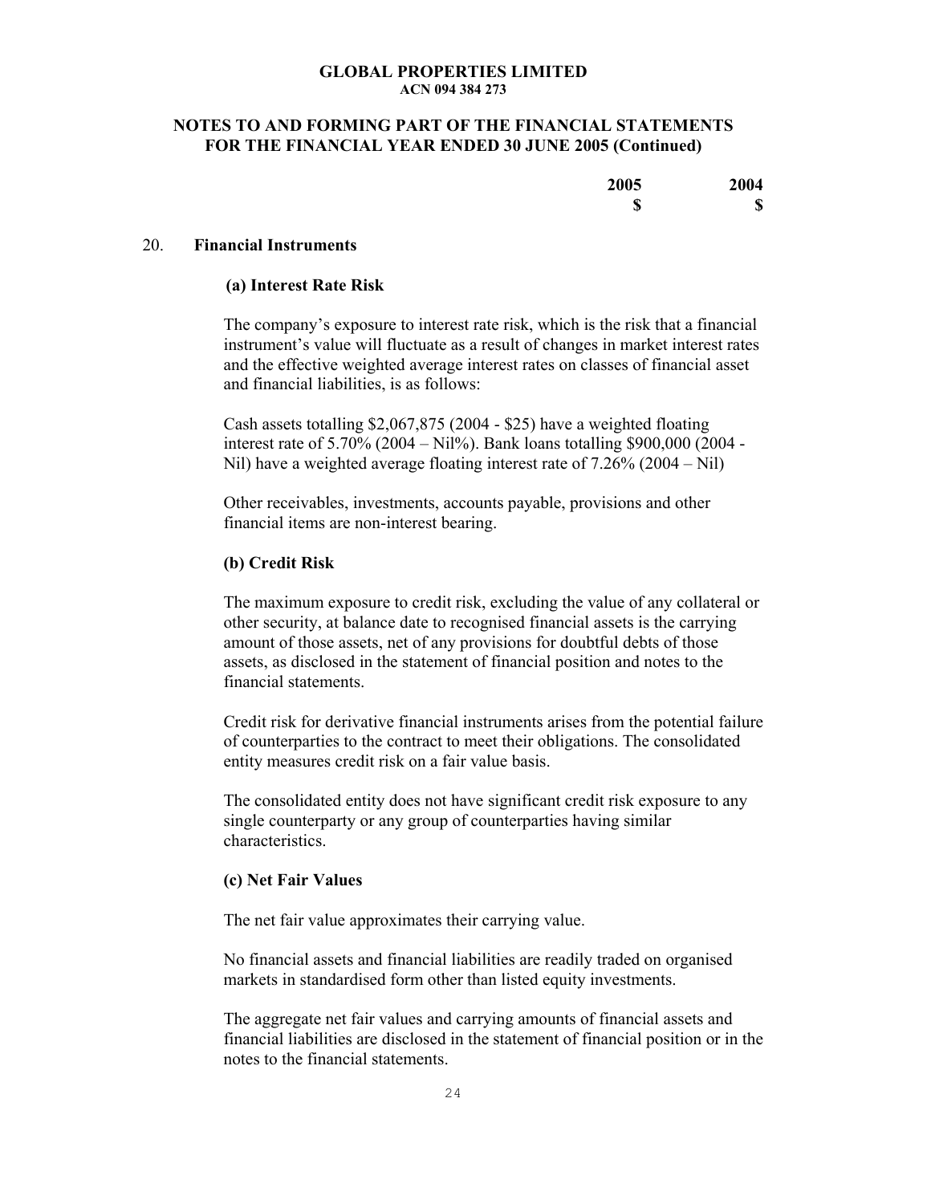# GLOBAL PROPERTIES LIMITED
ACN 094 384 273

## NOTES TO AND FORMING PART OF THE FINANCIAL STATEMENTS FOR THE FINANCIAL YEAR ENDED 30 JUNE 2005 (Continued)

| | 2005 | 2004 |
|---|---|---|
| | $ | $ |

### 20. Financial Instruments

#### (a) Interest Rate Risk

The company's exposure to interest rate risk, which is the risk that a financial instrument's value will fluctuate as a result of changes in market interest rates and the effective weighted average interest rates on classes of financial asset and financial liabilities, is as follows:

Cash assets totalling $2,067,875 (2004 - $25) have a weighted floating interest rate of 5.70% (2004 – Nil%). Bank loans totalling $900,000 (2004 - Nil) have a weighted average floating interest rate of 7.26% (2004 – Nil)

Other receivables, investments, accounts payable, provisions and other financial items are non-interest bearing.

#### (b) Credit Risk

The maximum exposure to credit risk, excluding the value of any collateral or other security, at balance date to recognised financial assets is the carrying amount of those assets, net of any provisions for doubtful debts of those assets, as disclosed in the statement of financial position and notes to the financial statements.

Credit risk for derivative financial instruments arises from the potential failure of counterparties to the contract to meet their obligations. The consolidated entity measures credit risk on a fair value basis.

The consolidated entity does not have significant credit risk exposure to any single counterparty or any group of counterparties having similar characteristics.

#### (c) Net Fair Values

The net fair value approximates their carrying value.

No financial assets and financial liabilities are readily traded on organised markets in standardised form other than listed equity investments.

The aggregate net fair values and carrying amounts of financial assets and financial liabilities are disclosed in the statement of financial position or in the notes to the financial statements.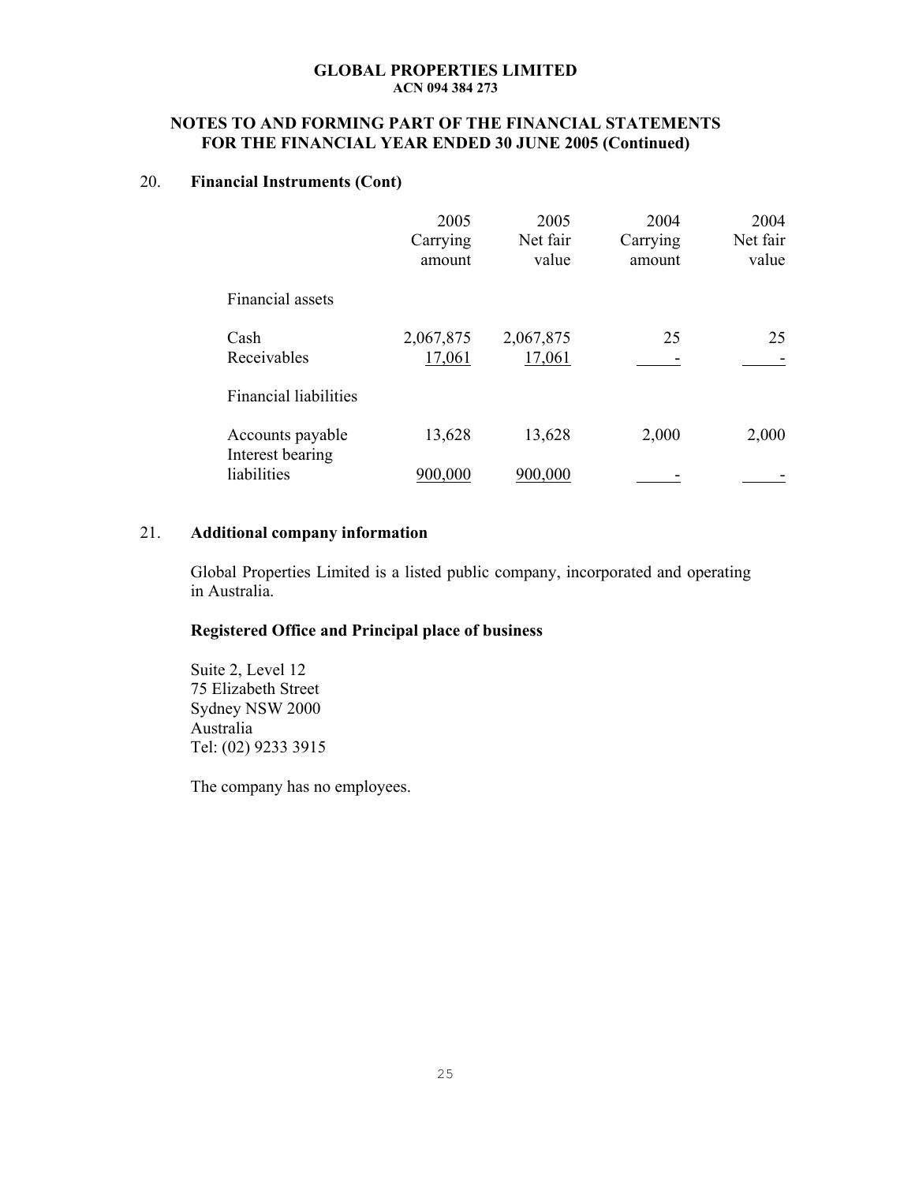**GLOBAL PROPERTIES LIMITED**
**ACN 094 384 273**

## NOTES TO AND FORMING PART OF THE FINANCIAL STATEMENTS FOR THE FINANCIAL YEAR ENDED 30 JUNE 2005 (Continued)

### 20. Financial Instruments (Cont)

| | 2005 Carrying amount | 2005 Net fair value | 2004 Carrying amount | 2004 Net fair value |
|---|---|---|---|---|
| Financial assets | | | | |
| Cash | 2,067,875 | 2,067,875 | 25 | 25 |
| Receivables | 17,061 | 17,061 | - | - |
| Financial liabilities | | | | |
| Accounts payable | 13,628 | 13,628 | 2,000 | 2,000 |
| Interest bearing liabilities | 900,000 | 900,000 | - | - |

### 21. Additional company information

Global Properties Limited is a listed public company, incorporated and operating in Australia.

**Registered Office and Principal place of business**

Suite 2, Level 12
75 Elizabeth Street
Sydney NSW 2000
Australia
Tel: (02) 9233 3915

The company has no employees.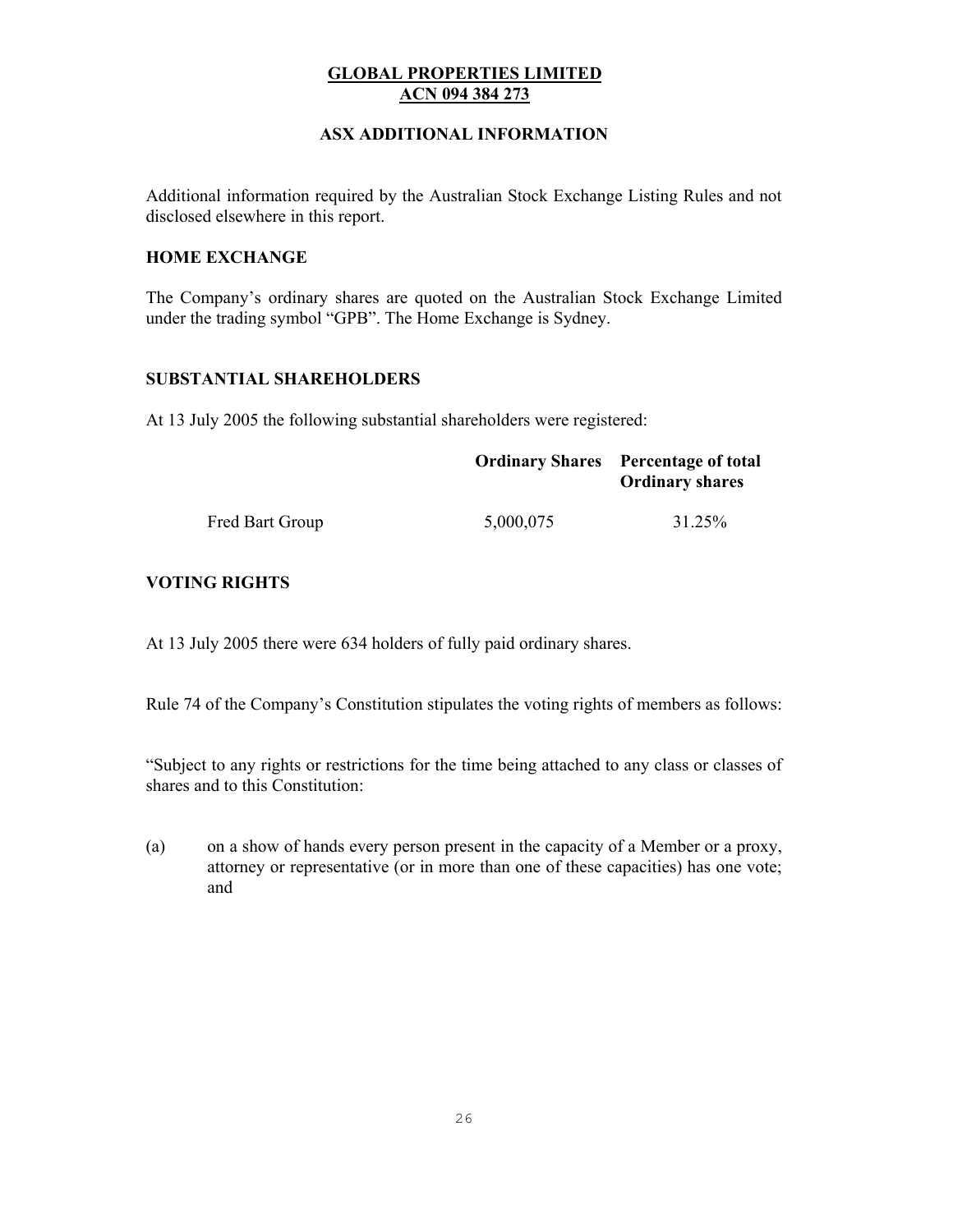**GLOBAL PROPERTIES LIMITED**
**ACN 094 384 273**

## ASX ADDITIONAL INFORMATION

Additional information required by the Australian Stock Exchange Listing Rules and not disclosed elsewhere in this report.

### HOME EXCHANGE

The Company's ordinary shares are quoted on the Australian Stock Exchange Limited under the trading symbol "GPB". The Home Exchange is Sydney.

### SUBSTANTIAL SHAREHOLDERS

At 13 July 2005 the following substantial shareholders were registered:

| | Ordinary Shares | Percentage of total Ordinary shares |
|---|---|---|
| Fred Bart Group | 5,000,075 | 31.25% |

### VOTING RIGHTS

At 13 July 2005 there were 634 holders of fully paid ordinary shares.

Rule 74 of the Company's Constitution stipulates the voting rights of members as follows:

"Subject to any rights or restrictions for the time being attached to any class or classes of shares and to this Constitution:

(a) on a show of hands every person present in the capacity of a Member or a proxy, attorney or representative (or in more than one of these capacities) has one vote; and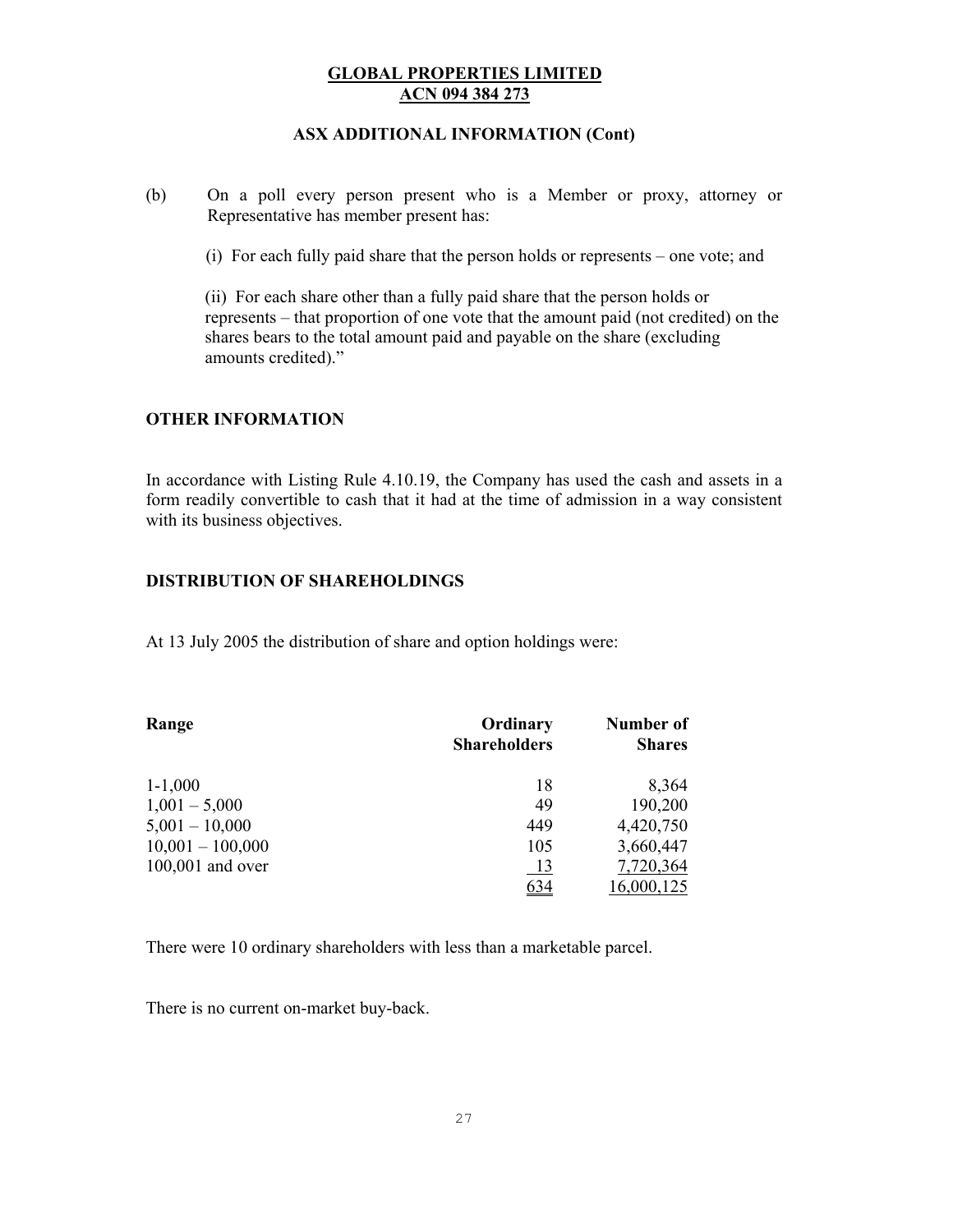**GLOBAL PROPERTIES LIMITED**
**ACN 094 384 273**

**ASX ADDITIONAL INFORMATION (Cont)**

(b) On a poll every person present who is a Member or proxy, attorney or Representative has member present has:

(i) For each fully paid share that the person holds or represents – one vote; and

(ii) For each share other than a fully paid share that the person holds or represents – that proportion of one vote that the amount paid (not credited) on the shares bears to the total amount paid and payable on the share (excluding amounts credited)."

## OTHER INFORMATION

In accordance with Listing Rule 4.10.19, the Company has used the cash and assets in a form readily convertible to cash that it had at the time of admission in a way consistent with its business objectives.

## DISTRIBUTION OF SHAREHOLDINGS

At 13 July 2005 the distribution of share and option holdings were:

| Range | Ordinary Shareholders | Number of Shares |
|---|---|---|
| 1-1,000 | 18 | 8,364 |
| 1,001 – 5,000 | 49 | 190,200 |
| 5,001 – 10,000 | 449 | 4,420,750 |
| 10,001 – 100,000 | 105 | 3,660,447 |
| 100,001 and over | 13 | 7,720,364 |
| | 634 | 16,000,125 |

There were 10 ordinary shareholders with less than a marketable parcel.

There is no current on-market buy-back.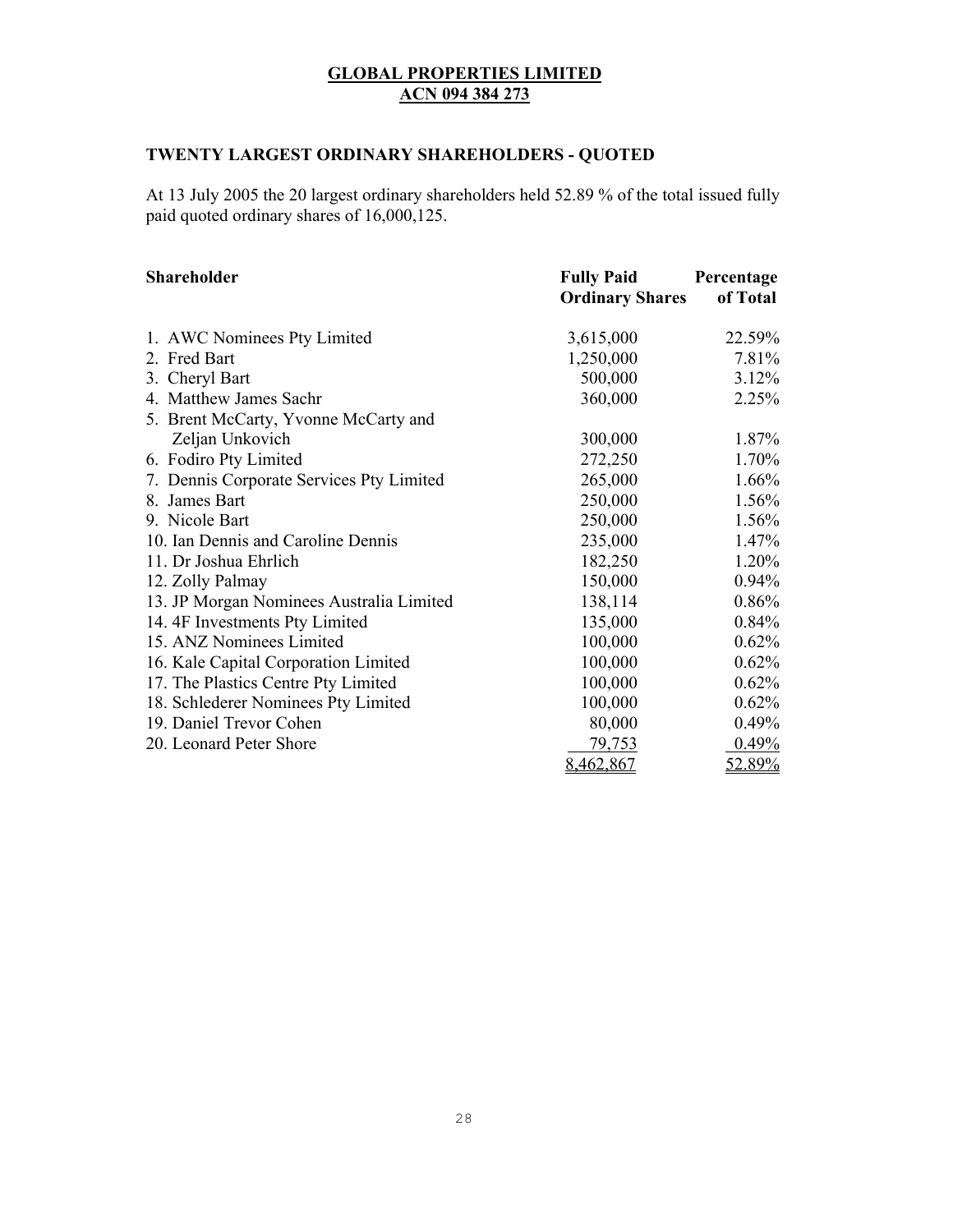**GLOBAL PROPERTIES LIMITED**
**ACN 094 384 273**

## TWENTY LARGEST ORDINARY SHAREHOLDERS - QUOTED

At 13 July 2005 the 20 largest ordinary shareholders held 52.89 % of the total issued fully paid quoted ordinary shares of 16,000,125.

| Shareholder | Fully Paid Ordinary Shares | Percentage of Total |
|---|---|---|
| 1. AWC Nominees Pty Limited | 3,615,000 | 22.59% |
| 2. Fred Bart | 1,250,000 | 7.81% |
| 3. Cheryl Bart | 500,000 | 3.12% |
| 4. Matthew James Sachr | 360,000 | 2.25% |
| 5. Brent McCarty, Yvonne McCarty and Zeljan Unkovich | 300,000 | 1.87% |
| 6. Fodiro Pty Limited | 272,250 | 1.70% |
| 7. Dennis Corporate Services Pty Limited | 265,000 | 1.66% |
| 8. James Bart | 250,000 | 1.56% |
| 9. Nicole Bart | 250,000 | 1.56% |
| 10. Ian Dennis and Caroline Dennis | 235,000 | 1.47% |
| 11. Dr Joshua Ehrlich | 182,250 | 1.20% |
| 12. Zolly Palmay | 150,000 | 0.94% |
| 13. JP Morgan Nominees Australia Limited | 138,114 | 0.86% |
| 14. 4F Investments Pty Limited | 135,000 | 0.84% |
| 15. ANZ Nominees Limited | 100,000 | 0.62% |
| 16. Kale Capital Corporation Limited | 100,000 | 0.62% |
| 17. The Plastics Centre Pty Limited | 100,000 | 0.62% |
| 18. Schlederer Nominees Pty Limited | 100,000 | 0.62% |
| 19. Daniel Trevor Cohen | 80,000 | 0.49% |
| 20. Leonard Peter Shore | 79,753 | 0.49% |
| | 8,462,867 | 52.89% |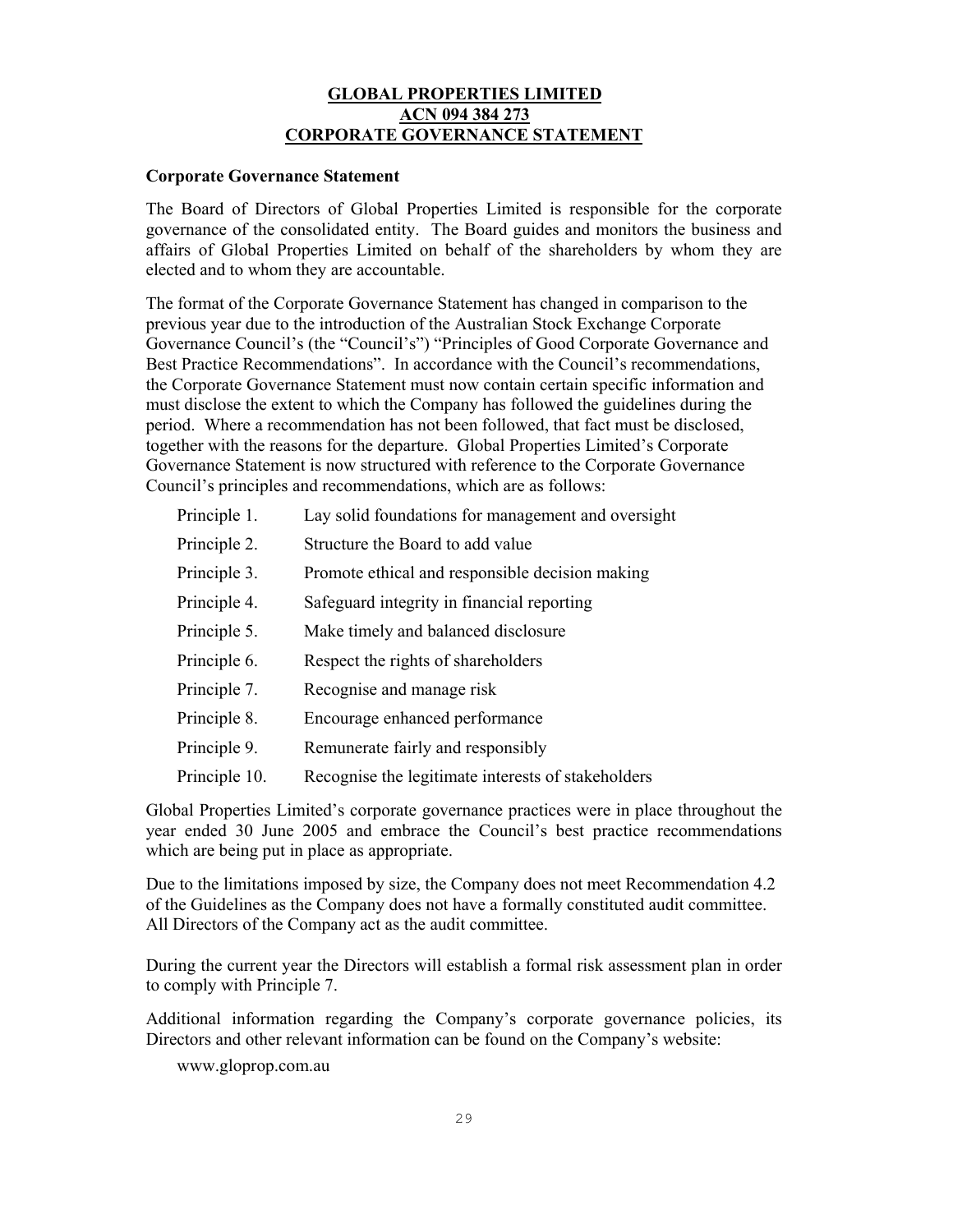# GLOBAL PROPERTIES LIMITED
## ACN 094 384 273
## CORPORATE GOVERNANCE STATEMENT

### Corporate Governance Statement

The Board of Directors of Global Properties Limited is responsible for the corporate governance of the consolidated entity. The Board guides and monitors the business and affairs of Global Properties Limited on behalf of the shareholders by whom they are elected and to whom they are accountable.

The format of the Corporate Governance Statement has changed in comparison to the previous year due to the introduction of the Australian Stock Exchange Corporate Governance Council's (the "Council's") "Principles of Good Corporate Governance and Best Practice Recommendations". In accordance with the Council's recommendations, the Corporate Governance Statement must now contain certain specific information and must disclose the extent to which the Company has followed the guidelines during the period. Where a recommendation has not been followed, that fact must be disclosed, together with the reasons for the departure. Global Properties Limited's Corporate Governance Statement is now structured with reference to the Corporate Governance Council's principles and recommendations, which are as follows:

| | |
|---|---|
| Principle 1. | Lay solid foundations for management and oversight |
| Principle 2. | Structure the Board to add value |
| Principle 3. | Promote ethical and responsible decision making |
| Principle 4. | Safeguard integrity in financial reporting |
| Principle 5. | Make timely and balanced disclosure |
| Principle 6. | Respect the rights of shareholders |
| Principle 7. | Recognise and manage risk |
| Principle 8. | Encourage enhanced performance |
| Principle 9. | Remunerate fairly and responsibly |
| Principle 10. | Recognise the legitimate interests of stakeholders |

Global Properties Limited's corporate governance practices were in place throughout the year ended 30 June 2005 and embrace the Council's best practice recommendations which are being put in place as appropriate.

Due to the limitations imposed by size, the Company does not meet Recommendation 4.2 of the Guidelines as the Company does not have a formally constituted audit committee. All Directors of the Company act as the audit committee.

During the current year the Directors will establish a formal risk assessment plan in order to comply with Principle 7.

Additional information regarding the Company's corporate governance policies, its Directors and other relevant information can be found on the Company's website:

www.gloprop.com.au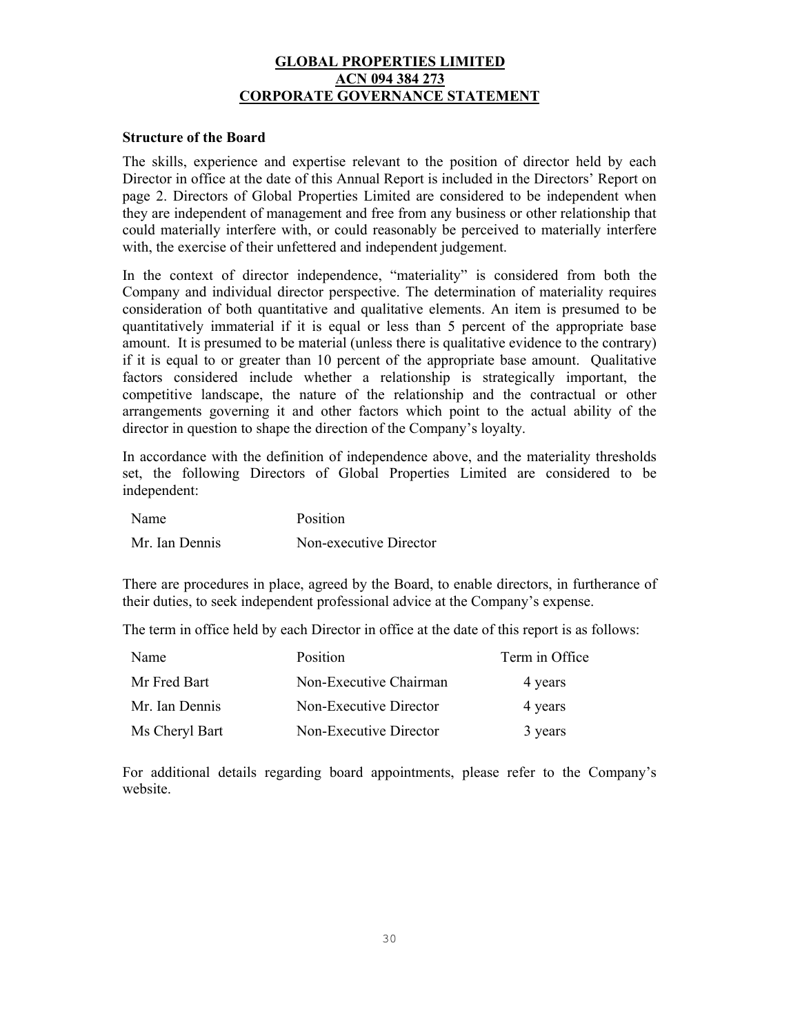# GLOBAL PROPERTIES LIMITED
# ACN 094 384 273
# CORPORATE GOVERNANCE STATEMENT

**Structure of the Board**

The skills, experience and expertise relevant to the position of director held by each Director in office at the date of this Annual Report is included in the Directors' Report on page 2. Directors of Global Properties Limited are considered to be independent when they are independent of management and free from any business or other relationship that could materially interfere with, or could reasonably be perceived to materially interfere with, the exercise of their unfettered and independent judgement.

In the context of director independence, "materiality" is considered from both the Company and individual director perspective. The determination of materiality requires consideration of both quantitative and qualitative elements. An item is presumed to be quantitatively immaterial if it is equal or less than 5 percent of the appropriate base amount. It is presumed to be material (unless there is qualitative evidence to the contrary) if it is equal to or greater than 10 percent of the appropriate base amount. Qualitative factors considered include whether a relationship is strategically important, the competitive landscape, the nature of the relationship and the contractual or other arrangements governing it and other factors which point to the actual ability of the director in question to shape the direction of the Company's loyalty.

In accordance with the definition of independence above, and the materiality thresholds set, the following Directors of Global Properties Limited are considered to be independent:

| Name | Position |
|---|---|
| Mr. Ian Dennis | Non-executive Director |

There are procedures in place, agreed by the Board, to enable directors, in furtherance of their duties, to seek independent professional advice at the Company's expense.

The term in office held by each Director in office at the date of this report is as follows:

| Name | Position | Term in Office |
|---|---|---|
| Mr Fred Bart | Non-Executive Chairman | 4 years |
| Mr. Ian Dennis | Non-Executive Director | 4 years |
| Ms Cheryl Bart | Non-Executive Director | 3 years |

For additional details regarding board appointments, please refer to the Company's website.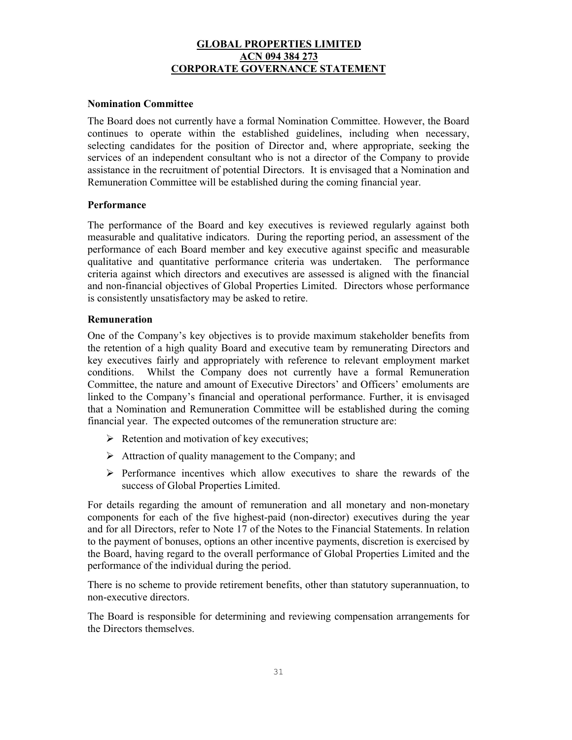# GLOBAL PROPERTIES LIMITED
# ACN 094 384 273
# CORPORATE GOVERNANCE STATEMENT

**Nomination Committee**

The Board does not currently have a formal Nomination Committee. However, the Board continues to operate within the established guidelines, including when necessary, selecting candidates for the position of Director and, where appropriate, seeking the services of an independent consultant who is not a director of the Company to provide assistance in the recruitment of potential Directors. It is envisaged that a Nomination and Remuneration Committee will be established during the coming financial year.

**Performance**

The performance of the Board and key executives is reviewed regularly against both measurable and qualitative indicators. During the reporting period, an assessment of the performance of each Board member and key executive against specific and measurable qualitative and quantitative performance criteria was undertaken. The performance criteria against which directors and executives are assessed is aligned with the financial and non-financial objectives of Global Properties Limited. Directors whose performance is consistently unsatisfactory may be asked to retire.

**Remuneration**

One of the Company's key objectives is to provide maximum stakeholder benefits from the retention of a high quality Board and executive team by remunerating Directors and key executives fairly and appropriately with reference to relevant employment market conditions. Whilst the Company does not currently have a formal Remuneration Committee, the nature and amount of Executive Directors' and Officers' emoluments are linked to the Company's financial and operational performance. Further, it is envisaged that a Nomination and Remuneration Committee will be established during the coming financial year. The expected outcomes of the remuneration structure are:

- Retention and motivation of key executives;
- Attraction of quality management to the Company; and
- Performance incentives which allow executives to share the rewards of the success of Global Properties Limited.

For details regarding the amount of remuneration and all monetary and non-monetary components for each of the five highest-paid (non-director) executives during the year and for all Directors, refer to Note 17 of the Notes to the Financial Statements. In relation to the payment of bonuses, options an other incentive payments, discretion is exercised by the Board, having regard to the overall performance of Global Properties Limited and the performance of the individual during the period.

There is no scheme to provide retirement benefits, other than statutory superannuation, to non-executive directors.

The Board is responsible for determining and reviewing compensation arrangements for the Directors themselves.